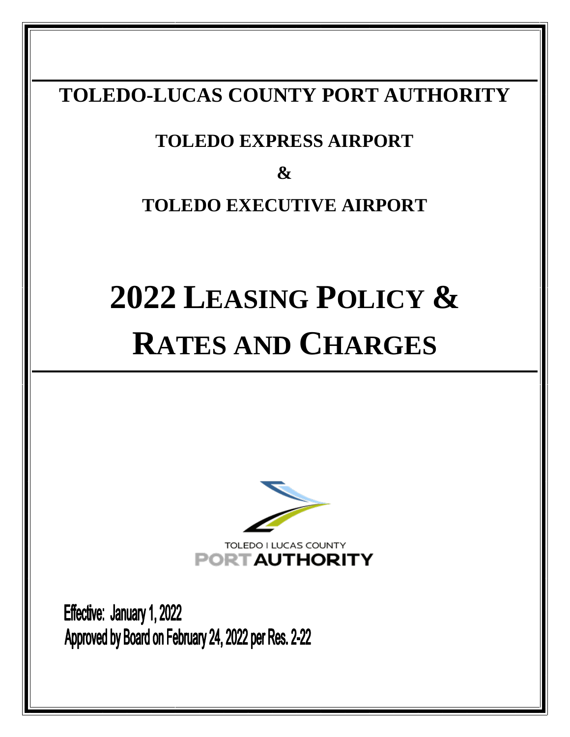# TOLEDO-LUCAS COUNTY PORT AUTHORITY

## TOLEDO EXPRESS AIRPORT

## &

## TOLEDO EXECUTIVE AIRPORT

# 2022 LEASING POLICY & RATES AND CHARGES

TOLEDO | LUCAS COUNTY
PORT AUTHORITY

**Effective: January 1, 2022**
**Approved by Board on February 24, 2022 per Res. 2-22**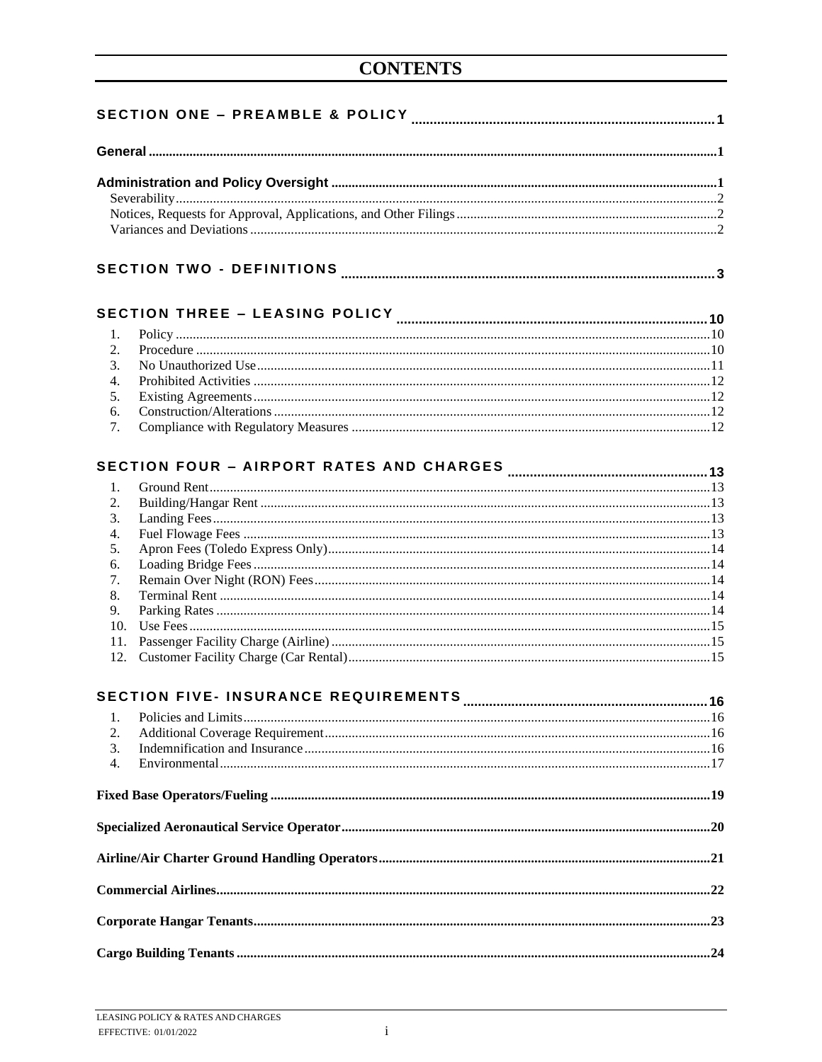# CONTENTS

**SECTION ONE – PREAMBLE & POLICY** ..... 1

**General** ..... 1

**Administration and Policy Oversight** ..... 1
- Severability ..... 2
- Notices, Requests for Approval, Applications, and Other Filings ..... 2
- Variances and Deviations ..... 2

**SECTION TWO - DEFINITIONS** ..... 3

**SECTION THREE – LEASING POLICY** ..... 10

1. Policy ..... 10
2. Procedure ..... 10
3. No Unauthorized Use ..... 11
4. Prohibited Activities ..... 12
5. Existing Agreements ..... 12
6. Construction/Alterations ..... 12
7. Compliance with Regulatory Measures ..... 12

**SECTION FOUR – AIRPORT RATES AND CHARGES** ..... 13

1. Ground Rent ..... 13
2. Building/Hangar Rent ..... 13
3. Landing Fees ..... 13
4. Fuel Flowage Fees ..... 13
5. Apron Fees (Toledo Express Only) ..... 14
6. Loading Bridge Fees ..... 14
7. Remain Over Night (RON) Fees ..... 14
8. Terminal Rent ..... 14
9. Parking Rates ..... 14
10. Use Fees ..... 15
11. Passenger Facility Charge (Airline) ..... 15
12. Customer Facility Charge (Car Rental) ..... 15

**SECTION FIVE- INSURANCE REQUIREMENTS** ..... 16

1. Policies and Limits ..... 16
2. Additional Coverage Requirement ..... 16
3. Indemnification and Insurance ..... 16
4. Environmental ..... 17

**Fixed Base Operators/Fueling** ..... 19

**Specialized Aeronautical Service Operator** ..... 20

**Airline/Air Charter Ground Handling Operators** ..... 21

**Commercial Airlines** ..... 22

**Corporate Hangar Tenants** ..... 23

**Cargo Building Tenants** ..... 24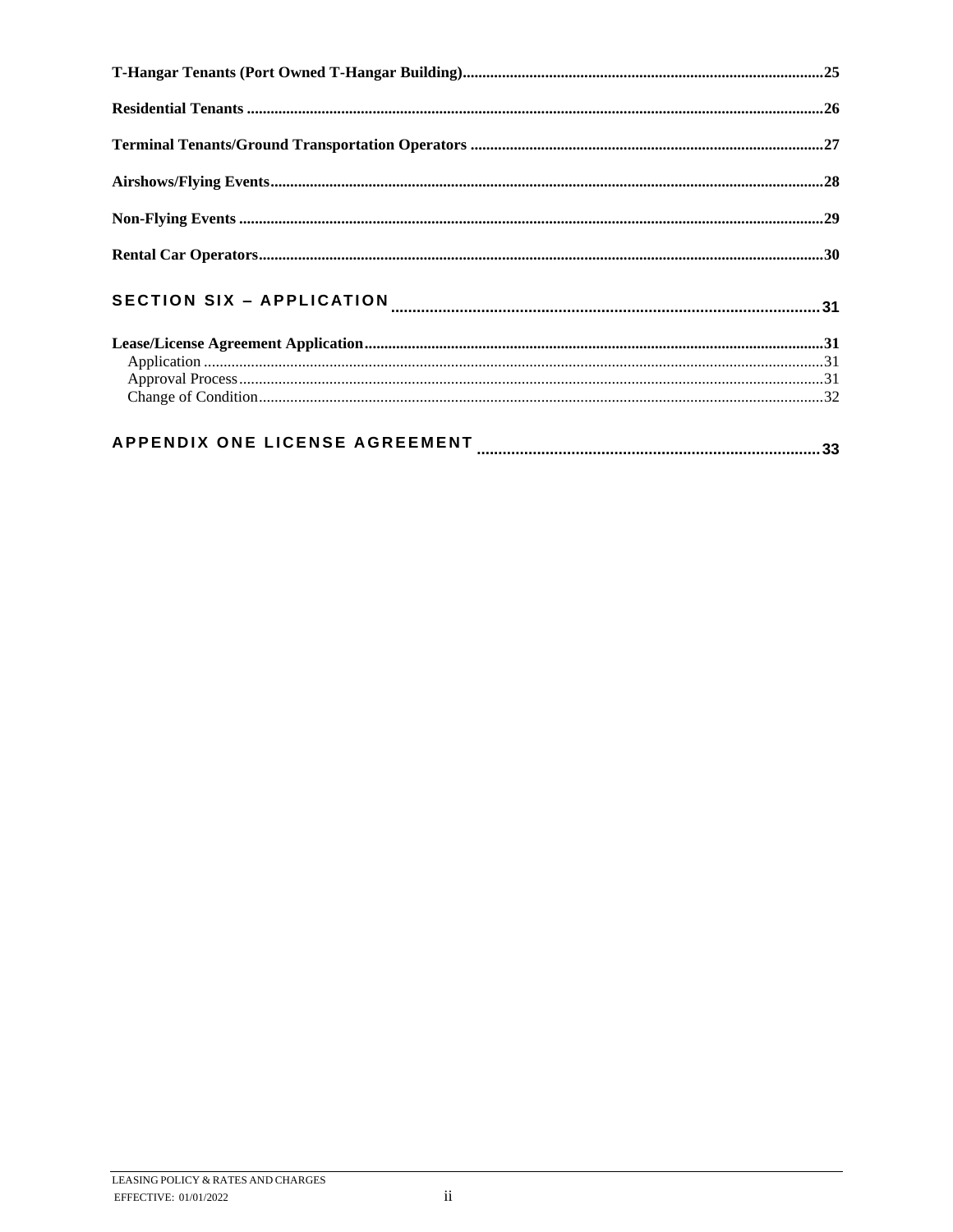**T-Hangar Tenants (Port Owned T-Hangar Building)**..........25

**Residential Tenants**..........26

**Terminal Tenants/Ground Transportation Operators**..........27

**Airshows/Flying Events**..........28

**Non-Flying Events**..........29

**Rental Car Operators**..........30

**SECTION SIX – APPLICATION**..........31

**Lease/License Agreement Application**..........31

- Application..........31
- Approval Process..........31
- Change of Condition..........32

**APPENDIX ONE LICENSE AGREEMENT**..........33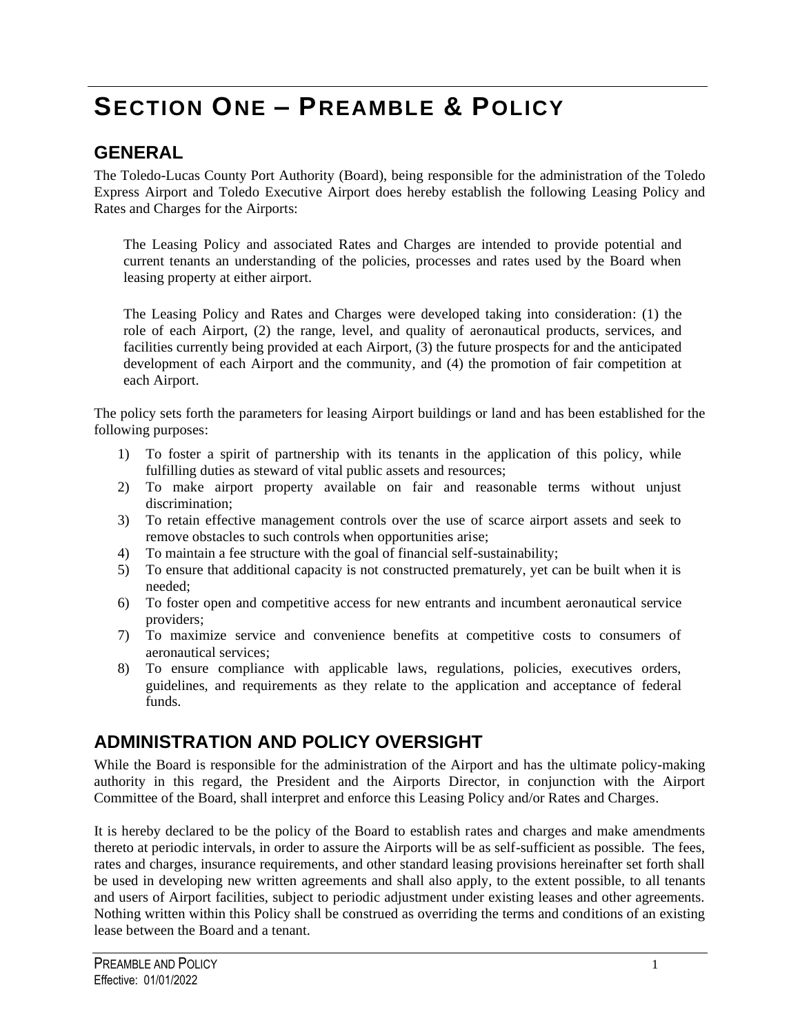# SECTION ONE – PREAMBLE & POLICY

## GENERAL

The Toledo-Lucas County Port Authority (Board), being responsible for the administration of the Toledo Express Airport and Toledo Executive Airport does hereby establish the following Leasing Policy and Rates and Charges for the Airports:

> The Leasing Policy and associated Rates and Charges are intended to provide potential and current tenants an understanding of the policies, processes and rates used by the Board when leasing property at either airport.
>
> The Leasing Policy and Rates and Charges were developed taking into consideration: (1) the role of each Airport, (2) the range, level, and quality of aeronautical products, services, and facilities currently being provided at each Airport, (3) the future prospects for and the anticipated development of each Airport and the community, and (4) the promotion of fair competition at each Airport.

The policy sets forth the parameters for leasing Airport buildings or land and has been established for the following purposes:

1) To foster a spirit of partnership with its tenants in the application of this policy, while fulfilling duties as steward of vital public assets and resources;
2) To make airport property available on fair and reasonable terms without unjust discrimination;
3) To retain effective management controls over the use of scarce airport assets and seek to remove obstacles to such controls when opportunities arise;
4) To maintain a fee structure with the goal of financial self-sustainability;
5) To ensure that additional capacity is not constructed prematurely, yet can be built when it is needed;
6) To foster open and competitive access for new entrants and incumbent aeronautical service providers;
7) To maximize service and convenience benefits at competitive costs to consumers of aeronautical services;
8) To ensure compliance with applicable laws, regulations, policies, executives orders, guidelines, and requirements as they relate to the application and acceptance of federal funds.

## ADMINISTRATION AND POLICY OVERSIGHT

While the Board is responsible for the administration of the Airport and has the ultimate policy-making authority in this regard, the President and the Airports Director, in conjunction with the Airport Committee of the Board, shall interpret and enforce this Leasing Policy and/or Rates and Charges.

It is hereby declared to be the policy of the Board to establish rates and charges and make amendments thereto at periodic intervals, in order to assure the Airports will be as self-sufficient as possible. The fees, rates and charges, insurance requirements, and other standard leasing provisions hereinafter set forth shall be used in developing new written agreements and shall also apply, to the extent possible, to all tenants and users of Airport facilities, subject to periodic adjustment under existing leases and other agreements. Nothing written within this Policy shall be construed as overriding the terms and conditions of an existing lease between the Board and a tenant.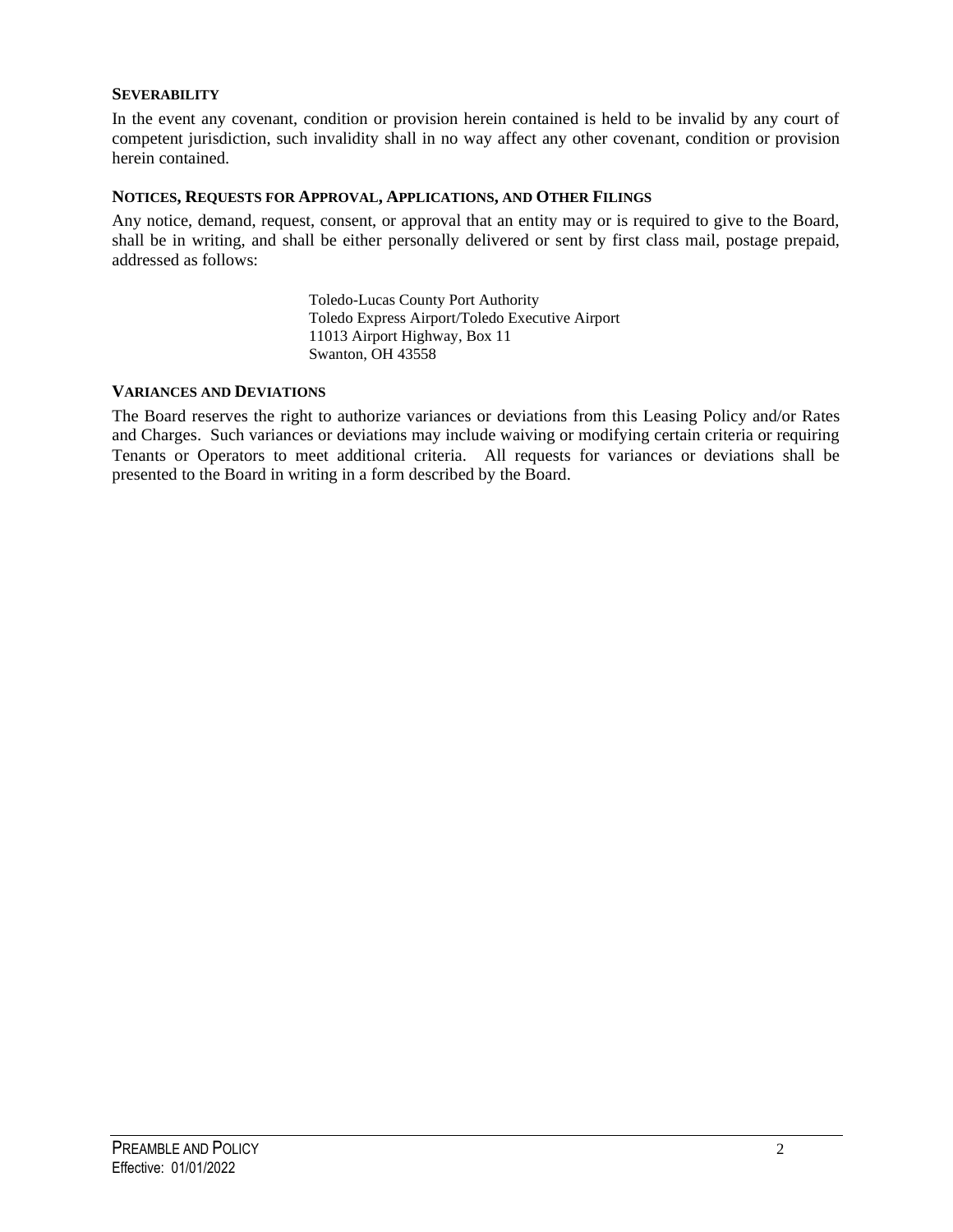### SEVERABILITY

In the event any covenant, condition or provision herein contained is held to be invalid by any court of competent jurisdiction, such invalidity shall in no way affect any other covenant, condition or provision herein contained.

### NOTICES, REQUESTS FOR APPROVAL, APPLICATIONS, AND OTHER FILINGS

Any notice, demand, request, consent, or approval that an entity may or is required to give to the Board, shall be in writing, and shall be either personally delivered or sent by first class mail, postage prepaid, addressed as follows:

> Toledo-Lucas County Port Authority
> Toledo Express Airport/Toledo Executive Airport
> 11013 Airport Highway, Box 11
> Swanton, OH 43558

### VARIANCES AND DEVIATIONS

The Board reserves the right to authorize variances or deviations from this Leasing Policy and/or Rates and Charges. Such variances or deviations may include waiving or modifying certain criteria or requiring Tenants or Operators to meet additional criteria. All requests for variances or deviations shall be presented to the Board in writing in a form described by the Board.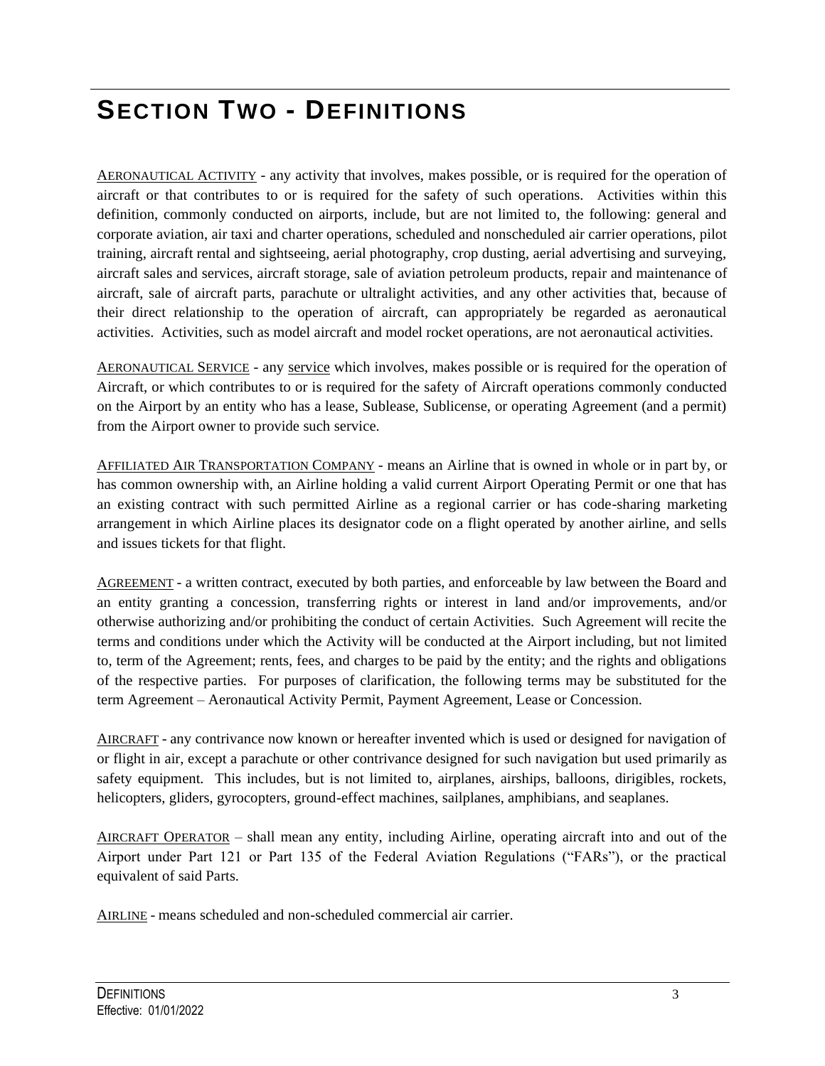# SECTION TWO - DEFINITIONS

AERONAUTICAL ACTIVITY - any activity that involves, makes possible, or is required for the operation of aircraft or that contributes to or is required for the safety of such operations. Activities within this definition, commonly conducted on airports, include, but are not limited to, the following: general and corporate aviation, air taxi and charter operations, scheduled and nonscheduled air carrier operations, pilot training, aircraft rental and sightseeing, aerial photography, crop dusting, aerial advertising and surveying, aircraft sales and services, aircraft storage, sale of aviation petroleum products, repair and maintenance of aircraft, sale of aircraft parts, parachute or ultralight activities, and any other activities that, because of their direct relationship to the operation of aircraft, can appropriately be regarded as aeronautical activities. Activities, such as model aircraft and model rocket operations, are not aeronautical activities.

AERONAUTICAL SERVICE - any service which involves, makes possible or is required for the operation of Aircraft, or which contributes to or is required for the safety of Aircraft operations commonly conducted on the Airport by an entity who has a lease, Sublease, Sublicense, or operating Agreement (and a permit) from the Airport owner to provide such service.

AFFILIATED AIR TRANSPORTATION COMPANY - means an Airline that is owned in whole or in part by, or has common ownership with, an Airline holding a valid current Airport Operating Permit or one that has an existing contract with such permitted Airline as a regional carrier or has code-sharing marketing arrangement in which Airline places its designator code on a flight operated by another airline, and sells and issues tickets for that flight.

AGREEMENT - a written contract, executed by both parties, and enforceable by law between the Board and an entity granting a concession, transferring rights or interest in land and/or improvements, and/or otherwise authorizing and/or prohibiting the conduct of certain Activities. Such Agreement will recite the terms and conditions under which the Activity will be conducted at the Airport including, but not limited to, term of the Agreement; rents, fees, and charges to be paid by the entity; and the rights and obligations of the respective parties. For purposes of clarification, the following terms may be substituted for the term Agreement – Aeronautical Activity Permit, Payment Agreement, Lease or Concession.

AIRCRAFT - any contrivance now known or hereafter invented which is used or designed for navigation of or flight in air, except a parachute or other contrivance designed for such navigation but used primarily as safety equipment. This includes, but is not limited to, airplanes, airships, balloons, dirigibles, rockets, helicopters, gliders, gyrocopters, ground-effect machines, sailplanes, amphibians, and seaplanes.

AIRCRAFT OPERATOR – shall mean any entity, including Airline, operating aircraft into and out of the Airport under Part 121 or Part 135 of the Federal Aviation Regulations ("FARs"), or the practical equivalent of said Parts.

AIRLINE - means scheduled and non-scheduled commercial air carrier.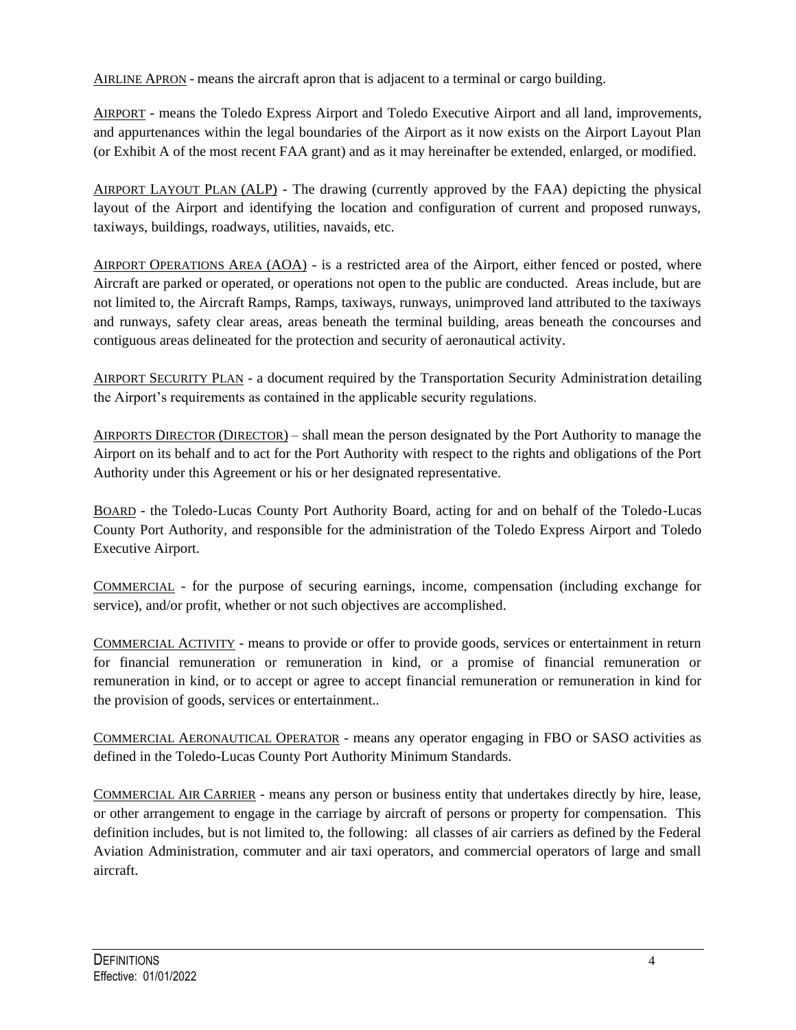AIRLINE APRON - means the aircraft apron that is adjacent to a terminal or cargo building.

AIRPORT - means the Toledo Express Airport and Toledo Executive Airport and all land, improvements, and appurtenances within the legal boundaries of the Airport as it now exists on the Airport Layout Plan (or Exhibit A of the most recent FAA grant) and as it may hereinafter be extended, enlarged, or modified.

AIRPORT LAYOUT PLAN (ALP) - The drawing (currently approved by the FAA) depicting the physical layout of the Airport and identifying the location and configuration of current and proposed runways, taxiways, buildings, roadways, utilities, navaids, etc.

AIRPORT OPERATIONS AREA (AOA) - is a restricted area of the Airport, either fenced or posted, where Aircraft are parked or operated, or operations not open to the public are conducted. Areas include, but are not limited to, the Aircraft Ramps, Ramps, taxiways, runways, unimproved land attributed to the taxiways and runways, safety clear areas, areas beneath the terminal building, areas beneath the concourses and contiguous areas delineated for the protection and security of aeronautical activity.

AIRPORT SECURITY PLAN - a document required by the Transportation Security Administration detailing the Airport's requirements as contained in the applicable security regulations.

AIRPORTS DIRECTOR (DIRECTOR) – shall mean the person designated by the Port Authority to manage the Airport on its behalf and to act for the Port Authority with respect to the rights and obligations of the Port Authority under this Agreement or his or her designated representative.

BOARD - the Toledo-Lucas County Port Authority Board, acting for and on behalf of the Toledo-Lucas County Port Authority, and responsible for the administration of the Toledo Express Airport and Toledo Executive Airport.

COMMERCIAL - for the purpose of securing earnings, income, compensation (including exchange for service), and/or profit, whether or not such objectives are accomplished.

COMMERCIAL ACTIVITY - means to provide or offer to provide goods, services or entertainment in return for financial remuneration or remuneration in kind, or a promise of financial remuneration or remuneration in kind, or to accept or agree to accept financial remuneration or remuneration in kind for the provision of goods, services or entertainment..

COMMERCIAL AERONAUTICAL OPERATOR - means any operator engaging in FBO or SASO activities as defined in the Toledo-Lucas County Port Authority Minimum Standards.

COMMERCIAL AIR CARRIER - means any person or business entity that undertakes directly by hire, lease, or other arrangement to engage in the carriage by aircraft of persons or property for compensation. This definition includes, but is not limited to, the following: all classes of air carriers as defined by the Federal Aviation Administration, commuter and air taxi operators, and commercial operators of large and small aircraft.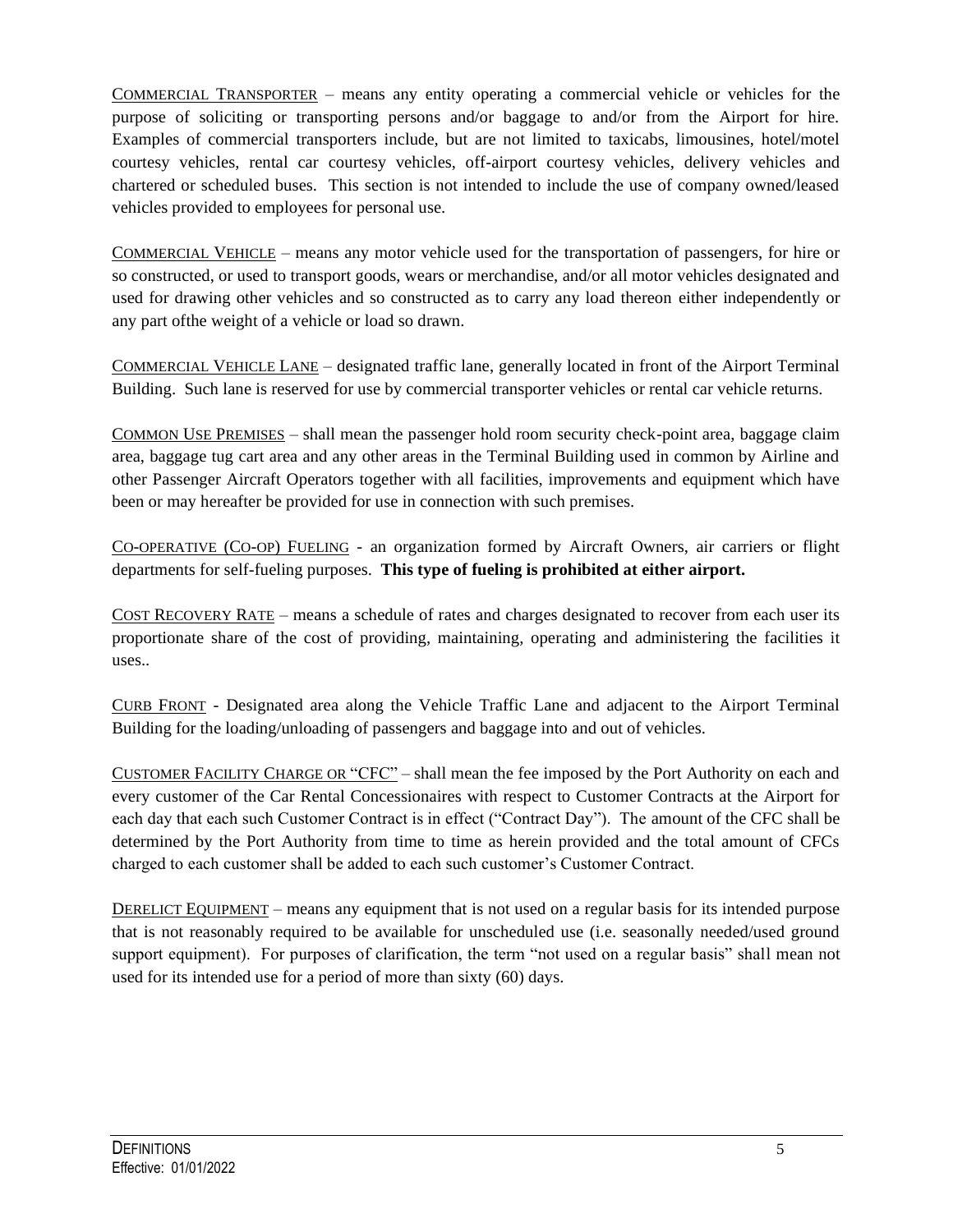<u>COMMERCIAL TRANSPORTER</u> – means any entity operating a commercial vehicle or vehicles for the purpose of soliciting or transporting persons and/or baggage to and/or from the Airport for hire. Examples of commercial transporters include, but are not limited to taxicabs, limousines, hotel/motel courtesy vehicles, rental car courtesy vehicles, off-airport courtesy vehicles, delivery vehicles and chartered or scheduled buses. This section is not intended to include the use of company owned/leased vehicles provided to employees for personal use.

<u>COMMERCIAL VEHICLE</u> – means any motor vehicle used for the transportation of passengers, for hire or so constructed, or used to transport goods, wears or merchandise, and/or all motor vehicles designated and used for drawing other vehicles and so constructed as to carry any load thereon either independently or any part ofthe weight of a vehicle or load so drawn.

<u>COMMERCIAL VEHICLE LANE</u> – designated traffic lane, generally located in front of the Airport Terminal Building. Such lane is reserved for use by commercial transporter vehicles or rental car vehicle returns.

<u>COMMON USE PREMISES</u> – shall mean the passenger hold room security check-point area, baggage claim area, baggage tug cart area and any other areas in the Terminal Building used in common by Airline and other Passenger Aircraft Operators together with all facilities, improvements and equipment which have been or may hereafter be provided for use in connection with such premises.

<u>CO-OPERATIVE (CO-OP) FUELING</u> - an organization formed by Aircraft Owners, air carriers or flight departments for self-fueling purposes. **This type of fueling is prohibited at either airport.**

<u>COST RECOVERY RATE</u> – means a schedule of rates and charges designated to recover from each user its proportionate share of the cost of providing, maintaining, operating and administering the facilities it uses..

<u>CURB FRONT</u> - Designated area along the Vehicle Traffic Lane and adjacent to the Airport Terminal Building for the loading/unloading of passengers and baggage into and out of vehicles.

<u>CUSTOMER FACILITY CHARGE OR "CFC"</u> – shall mean the fee imposed by the Port Authority on each and every customer of the Car Rental Concessionaires with respect to Customer Contracts at the Airport for each day that each such Customer Contract is in effect ("Contract Day"). The amount of the CFC shall be determined by the Port Authority from time to time as herein provided and the total amount of CFCs charged to each customer shall be added to each such customer's Customer Contract.

<u>DERELICT EQUIPMENT</u> – means any equipment that is not used on a regular basis for its intended purpose that is not reasonably required to be available for unscheduled use (i.e. seasonally needed/used ground support equipment). For purposes of clarification, the term "not used on a regular basis" shall mean not used for its intended use for a period of more than sixty (60) days.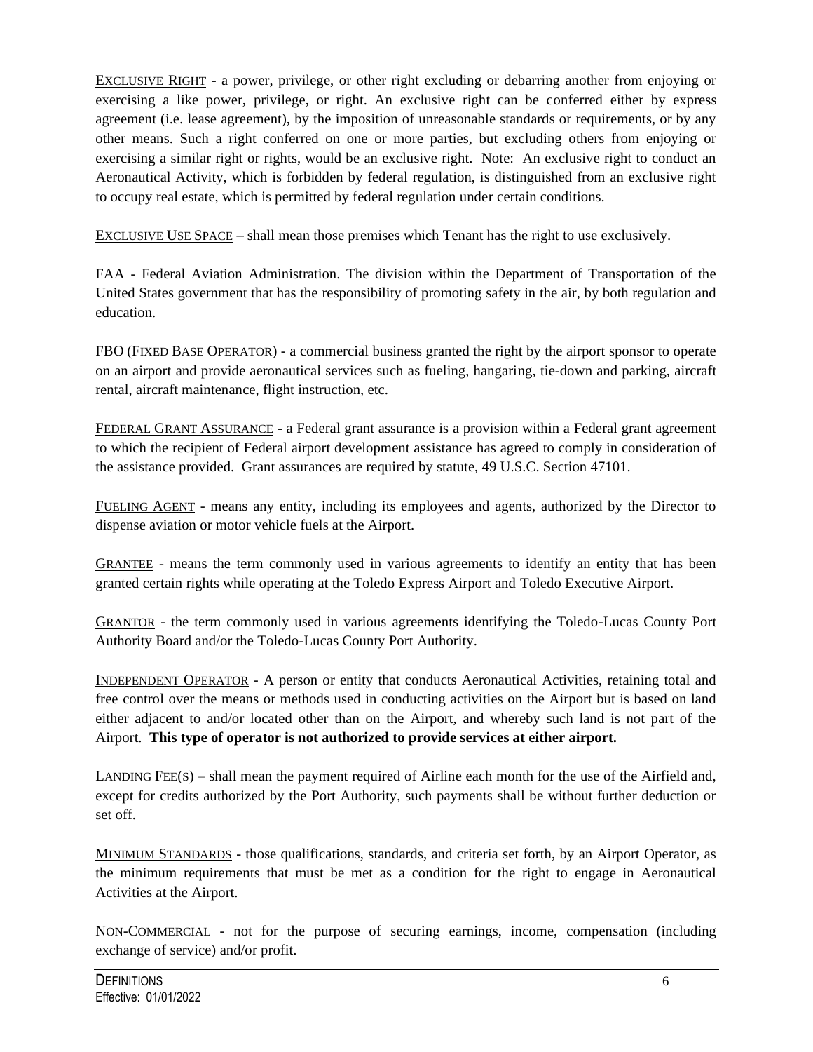<u>EXCLUSIVE RIGHT</u> - a power, privilege, or other right excluding or debarring another from enjoying or exercising a like power, privilege, or right. An exclusive right can be conferred either by express agreement (i.e. lease agreement), by the imposition of unreasonable standards or requirements, or by any other means. Such a right conferred on one or more parties, but excluding others from enjoying or exercising a similar right or rights, would be an exclusive right. Note: An exclusive right to conduct an Aeronautical Activity, which is forbidden by federal regulation, is distinguished from an exclusive right to occupy real estate, which is permitted by federal regulation under certain conditions.

<u>EXCLUSIVE USE SPACE</u> – shall mean those premises which Tenant has the right to use exclusively.

<u>FAA</u> - Federal Aviation Administration. The division within the Department of Transportation of the United States government that has the responsibility of promoting safety in the air, by both regulation and education.

<u>FBO (FIXED BASE OPERATOR)</u> - a commercial business granted the right by the airport sponsor to operate on an airport and provide aeronautical services such as fueling, hangaring, tie-down and parking, aircraft rental, aircraft maintenance, flight instruction, etc.

<u>FEDERAL GRANT ASSURANCE</u> - a Federal grant assurance is a provision within a Federal grant agreement to which the recipient of Federal airport development assistance has agreed to comply in consideration of the assistance provided. Grant assurances are required by statute, 49 U.S.C. Section 47101.

<u>FUELING AGENT</u> - means any entity, including its employees and agents, authorized by the Director to dispense aviation or motor vehicle fuels at the Airport.

<u>GRANTEE</u> - means the term commonly used in various agreements to identify an entity that has been granted certain rights while operating at the Toledo Express Airport and Toledo Executive Airport.

<u>GRANTOR</u> - the term commonly used in various agreements identifying the Toledo-Lucas County Port Authority Board and/or the Toledo-Lucas County Port Authority.

<u>INDEPENDENT OPERATOR</u> - A person or entity that conducts Aeronautical Activities, retaining total and free control over the means or methods used in conducting activities on the Airport but is based on land either adjacent to and/or located other than on the Airport, and whereby such land is not part of the Airport. **This type of operator is not authorized to provide services at either airport.**

<u>LANDING FEE(S)</u> – shall mean the payment required of Airline each month for the use of the Airfield and, except for credits authorized by the Port Authority, such payments shall be without further deduction or set off.

<u>MINIMUM STANDARDS</u> - those qualifications, standards, and criteria set forth, by an Airport Operator, as the minimum requirements that must be met as a condition for the right to engage in Aeronautical Activities at the Airport.

<u>NON-COMMERCIAL</u> - not for the purpose of securing earnings, income, compensation (including exchange of service) and/or profit.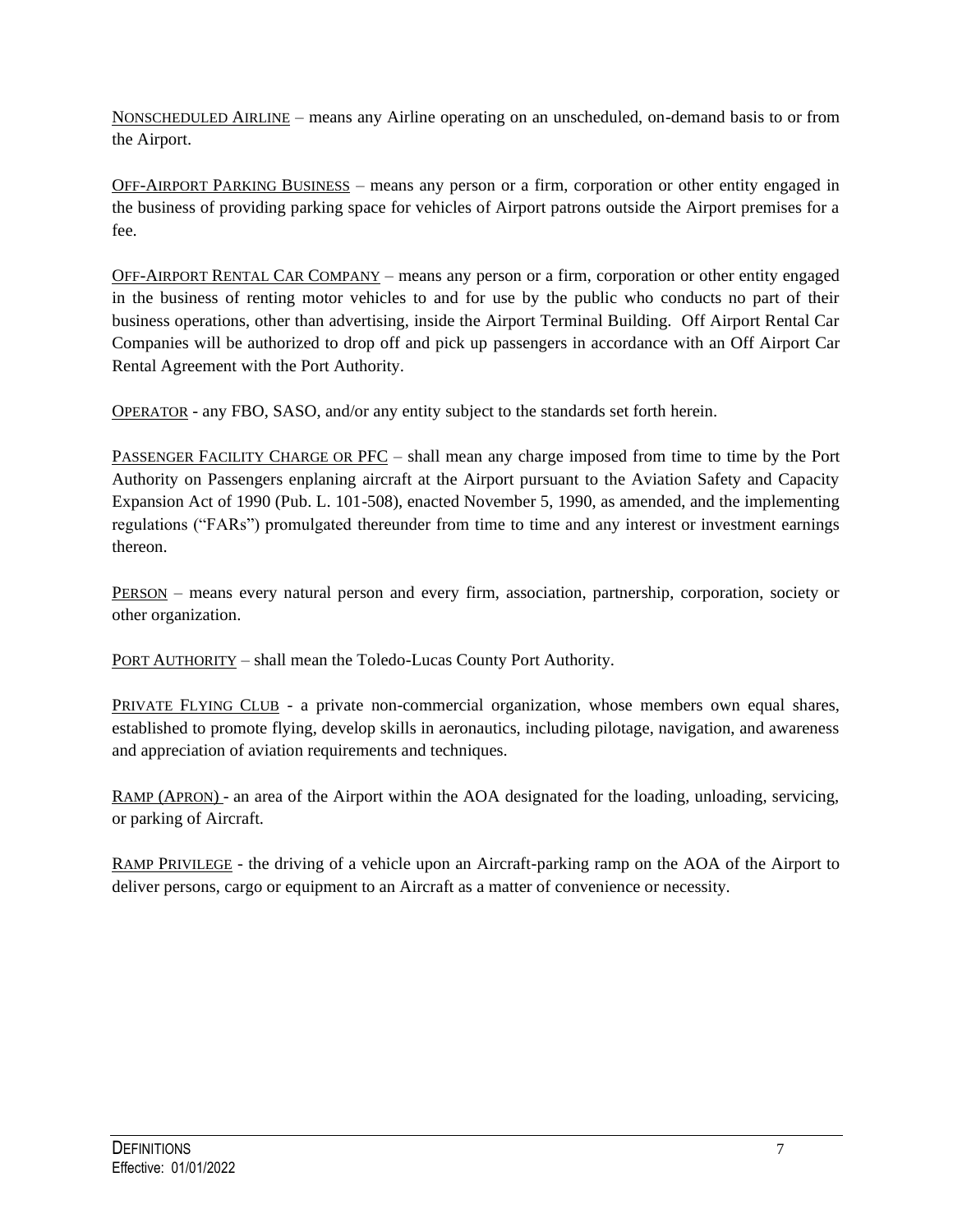NONSCHEDULED AIRLINE – means any Airline operating on an unscheduled, on-demand basis to or from the Airport.

OFF-AIRPORT PARKING BUSINESS – means any person or a firm, corporation or other entity engaged in the business of providing parking space for vehicles of Airport patrons outside the Airport premises for a fee.

OFF-AIRPORT RENTAL CAR COMPANY – means any person or a firm, corporation or other entity engaged in the business of renting motor vehicles to and for use by the public who conducts no part of their business operations, other than advertising, inside the Airport Terminal Building. Off Airport Rental Car Companies will be authorized to drop off and pick up passengers in accordance with an Off Airport Car Rental Agreement with the Port Authority.

OPERATOR - any FBO, SASO, and/or any entity subject to the standards set forth herein.

PASSENGER FACILITY CHARGE OR PFC – shall mean any charge imposed from time to time by the Port Authority on Passengers enplaning aircraft at the Airport pursuant to the Aviation Safety and Capacity Expansion Act of 1990 (Pub. L. 101-508), enacted November 5, 1990, as amended, and the implementing regulations ("FARs") promulgated thereunder from time to time and any interest or investment earnings thereon.

PERSON – means every natural person and every firm, association, partnership, corporation, society or other organization.

PORT AUTHORITY – shall mean the Toledo-Lucas County Port Authority.

PRIVATE FLYING CLUB - a private non-commercial organization, whose members own equal shares, established to promote flying, develop skills in aeronautics, including pilotage, navigation, and awareness and appreciation of aviation requirements and techniques.

RAMP (APRON) - an area of the Airport within the AOA designated for the loading, unloading, servicing, or parking of Aircraft.

RAMP PRIVILEGE - the driving of a vehicle upon an Aircraft-parking ramp on the AOA of the Airport to deliver persons, cargo or equipment to an Aircraft as a matter of convenience or necessity.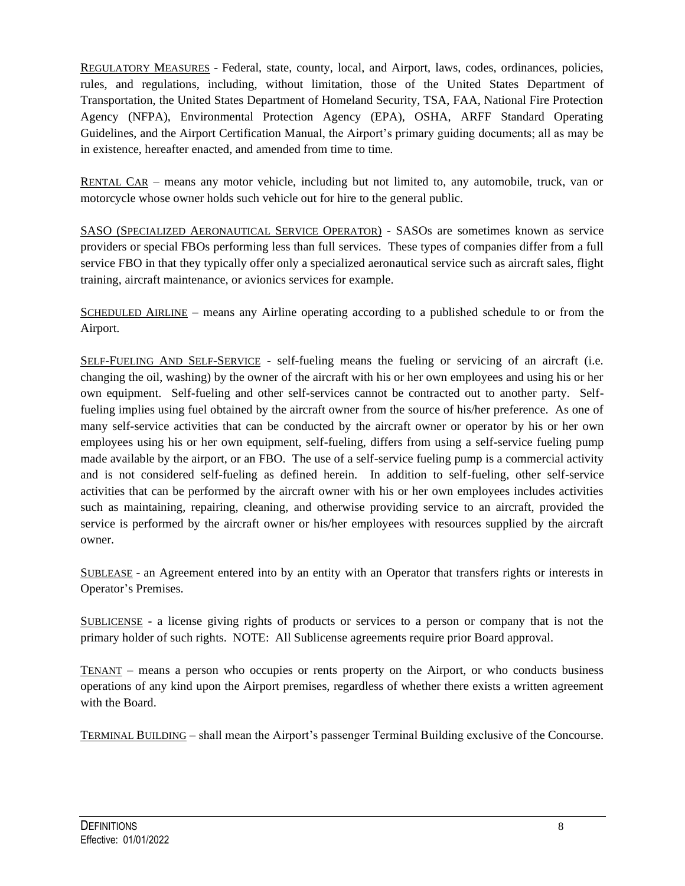REGULATORY MEASURES - Federal, state, county, local, and Airport, laws, codes, ordinances, policies, rules, and regulations, including, without limitation, those of the United States Department of Transportation, the United States Department of Homeland Security, TSA, FAA, National Fire Protection Agency (NFPA), Environmental Protection Agency (EPA), OSHA, ARFF Standard Operating Guidelines, and the Airport Certification Manual, the Airport's primary guiding documents; all as may be in existence, hereafter enacted, and amended from time to time.

RENTAL CAR – means any motor vehicle, including but not limited to, any automobile, truck, van or motorcycle whose owner holds such vehicle out for hire to the general public.

SASO (SPECIALIZED AERONAUTICAL SERVICE OPERATOR) - SASOs are sometimes known as service providers or special FBOs performing less than full services. These types of companies differ from a full service FBO in that they typically offer only a specialized aeronautical service such as aircraft sales, flight training, aircraft maintenance, or avionics services for example.

SCHEDULED AIRLINE – means any Airline operating according to a published schedule to or from the Airport.

SELF-FUELING AND SELF-SERVICE - self-fueling means the fueling or servicing of an aircraft (i.e. changing the oil, washing) by the owner of the aircraft with his or her own employees and using his or her own equipment. Self-fueling and other self-services cannot be contracted out to another party. Self-fueling implies using fuel obtained by the aircraft owner from the source of his/her preference. As one of many self-service activities that can be conducted by the aircraft owner or operator by his or her own employees using his or her own equipment, self-fueling, differs from using a self-service fueling pump made available by the airport, or an FBO. The use of a self-service fueling pump is a commercial activity and is not considered self-fueling as defined herein. In addition to self-fueling, other self-service activities that can be performed by the aircraft owner with his or her own employees includes activities such as maintaining, repairing, cleaning, and otherwise providing service to an aircraft, provided the service is performed by the aircraft owner or his/her employees with resources supplied by the aircraft owner.

SUBLEASE - an Agreement entered into by an entity with an Operator that transfers rights or interests in Operator's Premises.

SUBLICENSE - a license giving rights of products or services to a person or company that is not the primary holder of such rights. NOTE: All Sublicense agreements require prior Board approval.

TENANT – means a person who occupies or rents property on the Airport, or who conducts business operations of any kind upon the Airport premises, regardless of whether there exists a written agreement with the Board.

TERMINAL BUILDING – shall mean the Airport's passenger Terminal Building exclusive of the Concourse.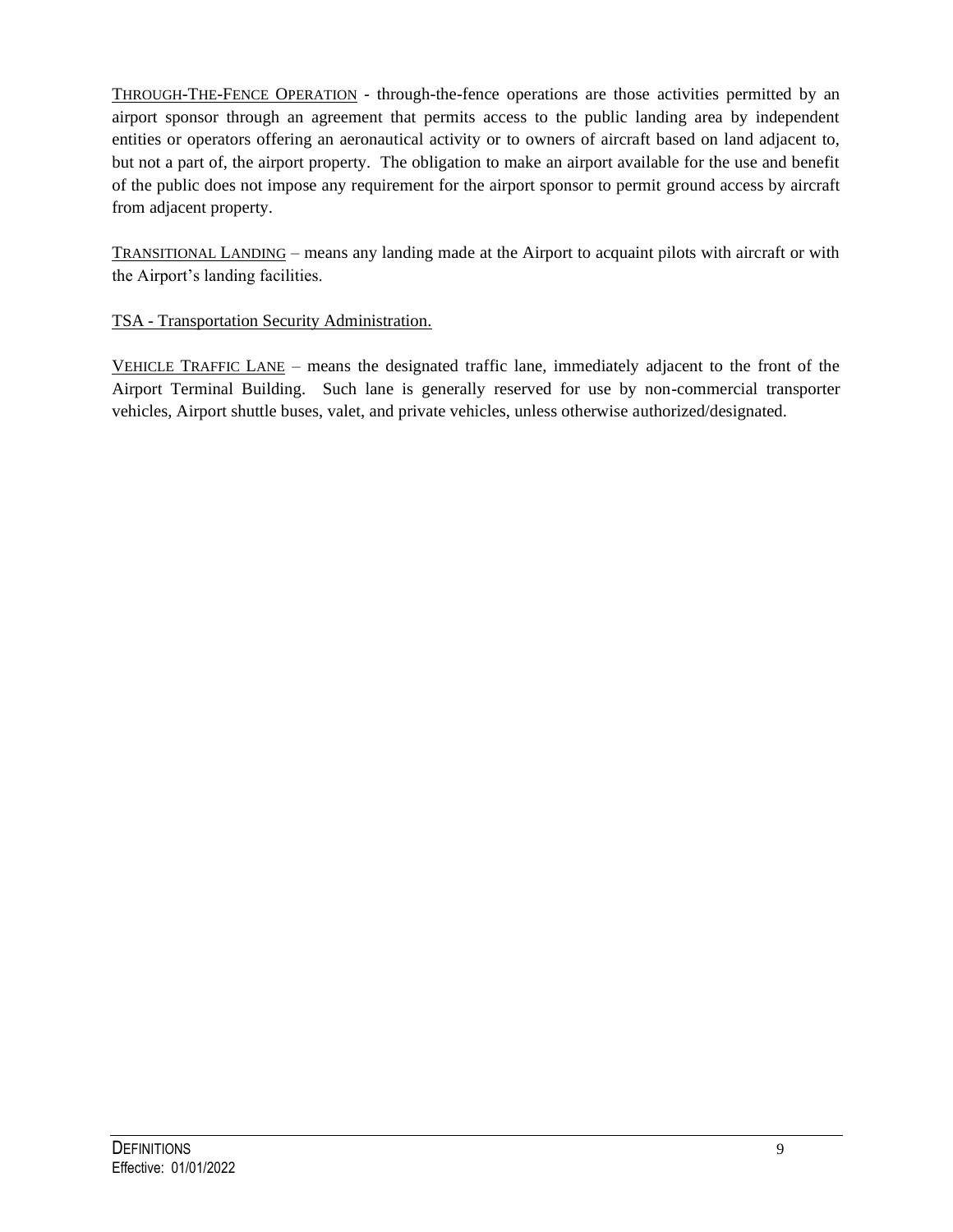Through-The-Fence Operation - through-the-fence operations are those activities permitted by an airport sponsor through an agreement that permits access to the public landing area by independent entities or operators offering an aeronautical activity or to owners of aircraft based on land adjacent to, but not a part of, the airport property. The obligation to make an airport available for the use and benefit of the public does not impose any requirement for the airport sponsor to permit ground access by aircraft from adjacent property.

Transitional Landing – means any landing made at the Airport to acquaint pilots with aircraft or with the Airport's landing facilities.

TSA - Transportation Security Administration.

Vehicle Traffic Lane – means the designated traffic lane, immediately adjacent to the front of the Airport Terminal Building. Such lane is generally reserved for use by non-commercial transporter vehicles, Airport shuttle buses, valet, and private vehicles, unless otherwise authorized/designated.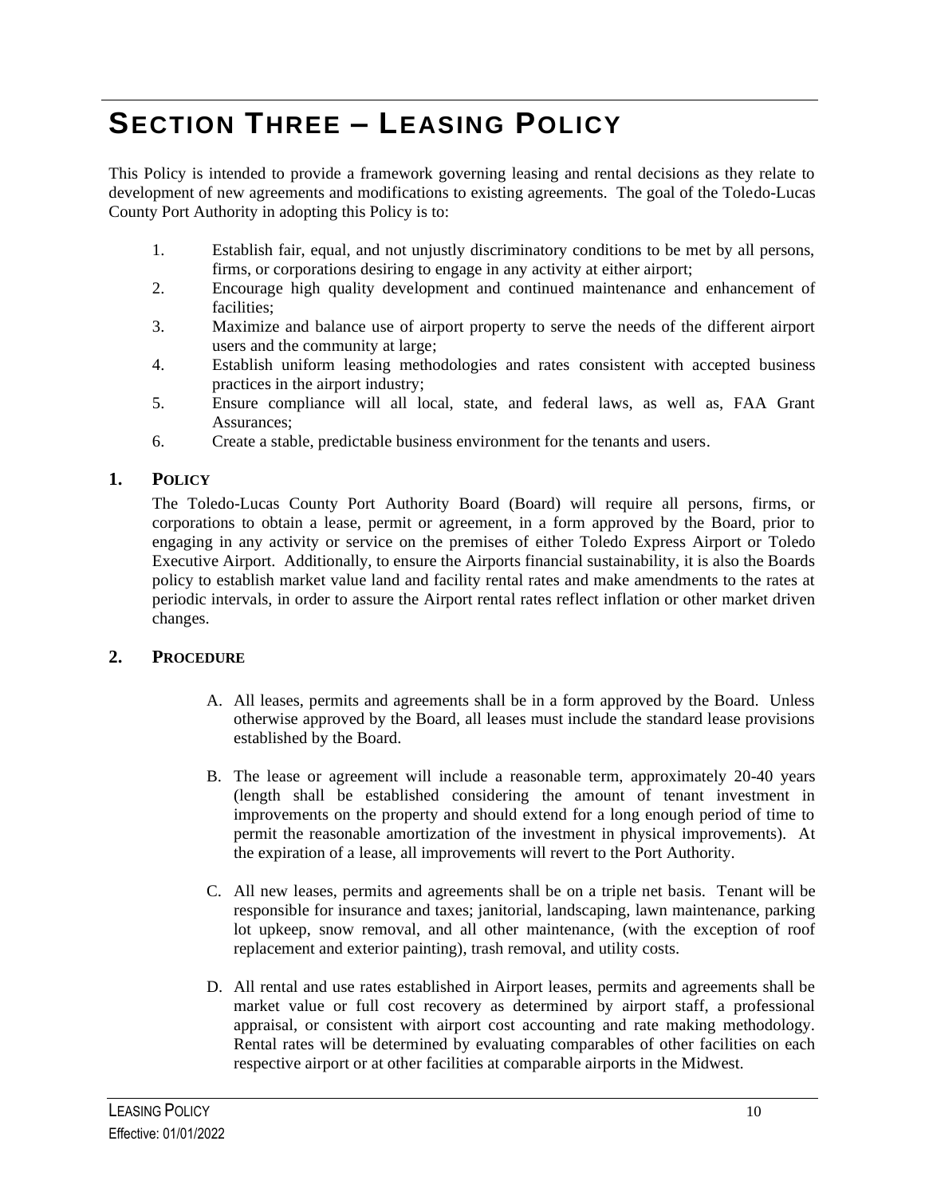# SECTION THREE – LEASING POLICY

This Policy is intended to provide a framework governing leasing and rental decisions as they relate to development of new agreements and modifications to existing agreements. The goal of the Toledo-Lucas County Port Authority in adopting this Policy is to:

1. Establish fair, equal, and not unjustly discriminatory conditions to be met by all persons, firms, or corporations desiring to engage in any activity at either airport;
2. Encourage high quality development and continued maintenance and enhancement of facilities;
3. Maximize and balance use of airport property to serve the needs of the different airport users and the community at large;
4. Establish uniform leasing methodologies and rates consistent with accepted business practices in the airport industry;
5. Ensure compliance will all local, state, and federal laws, as well as, FAA Grant Assurances;
6. Create a stable, predictable business environment for the tenants and users.

## 1. POLICY

The Toledo-Lucas County Port Authority Board (Board) will require all persons, firms, or corporations to obtain a lease, permit or agreement, in a form approved by the Board, prior to engaging in any activity or service on the premises of either Toledo Express Airport or Toledo Executive Airport. Additionally, to ensure the Airports financial sustainability, it is also the Boards policy to establish market value land and facility rental rates and make amendments to the rates at periodic intervals, in order to assure the Airport rental rates reflect inflation or other market driven changes.

## 2. PROCEDURE

A. All leases, permits and agreements shall be in a form approved by the Board. Unless otherwise approved by the Board, all leases must include the standard lease provisions established by the Board.

B. The lease or agreement will include a reasonable term, approximately 20-40 years (length shall be established considering the amount of tenant investment in improvements on the property and should extend for a long enough period of time to permit the reasonable amortization of the investment in physical improvements). At the expiration of a lease, all improvements will revert to the Port Authority.

C. All new leases, permits and agreements shall be on a triple net basis. Tenant will be responsible for insurance and taxes; janitorial, landscaping, lawn maintenance, parking lot upkeep, snow removal, and all other maintenance, (with the exception of roof replacement and exterior painting), trash removal, and utility costs.

D. All rental and use rates established in Airport leases, permits and agreements shall be market value or full cost recovery as determined by airport staff, a professional appraisal, or consistent with airport cost accounting and rate making methodology. Rental rates will be determined by evaluating comparables of other facilities on each respective airport or at other facilities at comparable airports in the Midwest.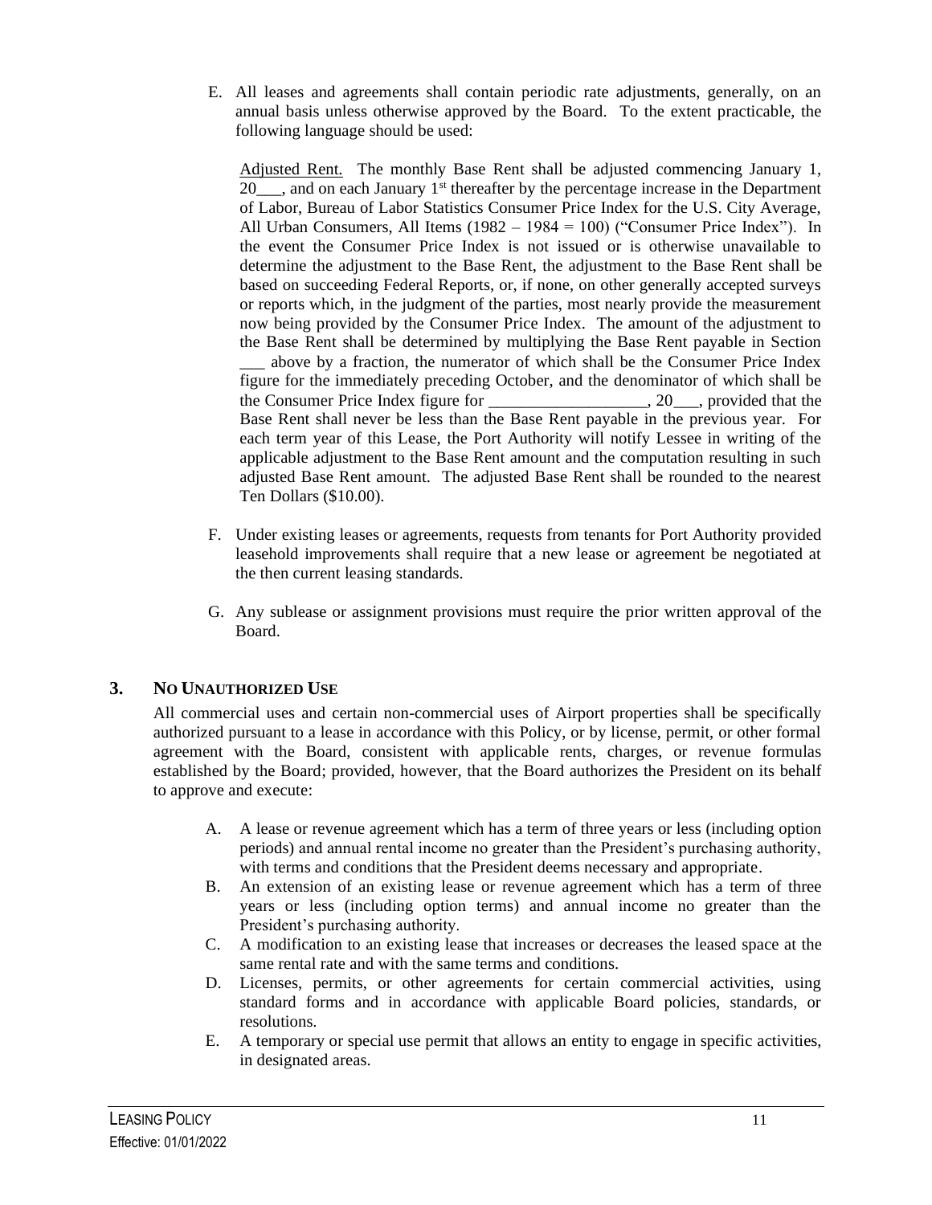E. All leases and agreements shall contain periodic rate adjustments, generally, on an annual basis unless otherwise approved by the Board. To the extent practicable, the following language should be used:

   Adjusted Rent. The monthly Base Rent shall be adjusted commencing January 1, 20___, and on each January 1st thereafter by the percentage increase in the Department of Labor, Bureau of Labor Statistics Consumer Price Index for the U.S. City Average, All Urban Consumers, All Items (1982 – 1984 = 100) ("Consumer Price Index"). In the event the Consumer Price Index is not issued or is otherwise unavailable to determine the adjustment to the Base Rent, the adjustment to the Base Rent shall be based on succeeding Federal Reports, or, if none, on other generally accepted surveys or reports which, in the judgment of the parties, most nearly provide the measurement now being provided by the Consumer Price Index. The amount of the adjustment to the Base Rent shall be determined by multiplying the Base Rent payable in Section ___ above by a fraction, the numerator of which shall be the Consumer Price Index figure for the immediately preceding October, and the denominator of which shall be the Consumer Price Index figure for ___________________, 20___, provided that the Base Rent shall never be less than the Base Rent payable in the previous year. For each term year of this Lease, the Port Authority will notify Lessee in writing of the applicable adjustment to the Base Rent amount and the computation resulting in such adjusted Base Rent amount. The adjusted Base Rent shall be rounded to the nearest Ten Dollars ($10.00).

F. Under existing leases or agreements, requests from tenants for Port Authority provided leasehold improvements shall require that a new lease or agreement be negotiated at the then current leasing standards.

G. Any sublease or assignment provisions must require the prior written approval of the Board.

## 3. NO UNAUTHORIZED USE

All commercial uses and certain non-commercial uses of Airport properties shall be specifically authorized pursuant to a lease in accordance with this Policy, or by license, permit, or other formal agreement with the Board, consistent with applicable rents, charges, or revenue formulas established by the Board; provided, however, that the Board authorizes the President on its behalf to approve and execute:

A. A lease or revenue agreement which has a term of three years or less (including option periods) and annual rental income no greater than the President's purchasing authority, with terms and conditions that the President deems necessary and appropriate.

B. An extension of an existing lease or revenue agreement which has a term of three years or less (including option terms) and annual income no greater than the President's purchasing authority.

C. A modification to an existing lease that increases or decreases the leased space at the same rental rate and with the same terms and conditions.

D. Licenses, permits, or other agreements for certain commercial activities, using standard forms and in accordance with applicable Board policies, standards, or resolutions.

E. A temporary or special use permit that allows an entity to engage in specific activities, in designated areas.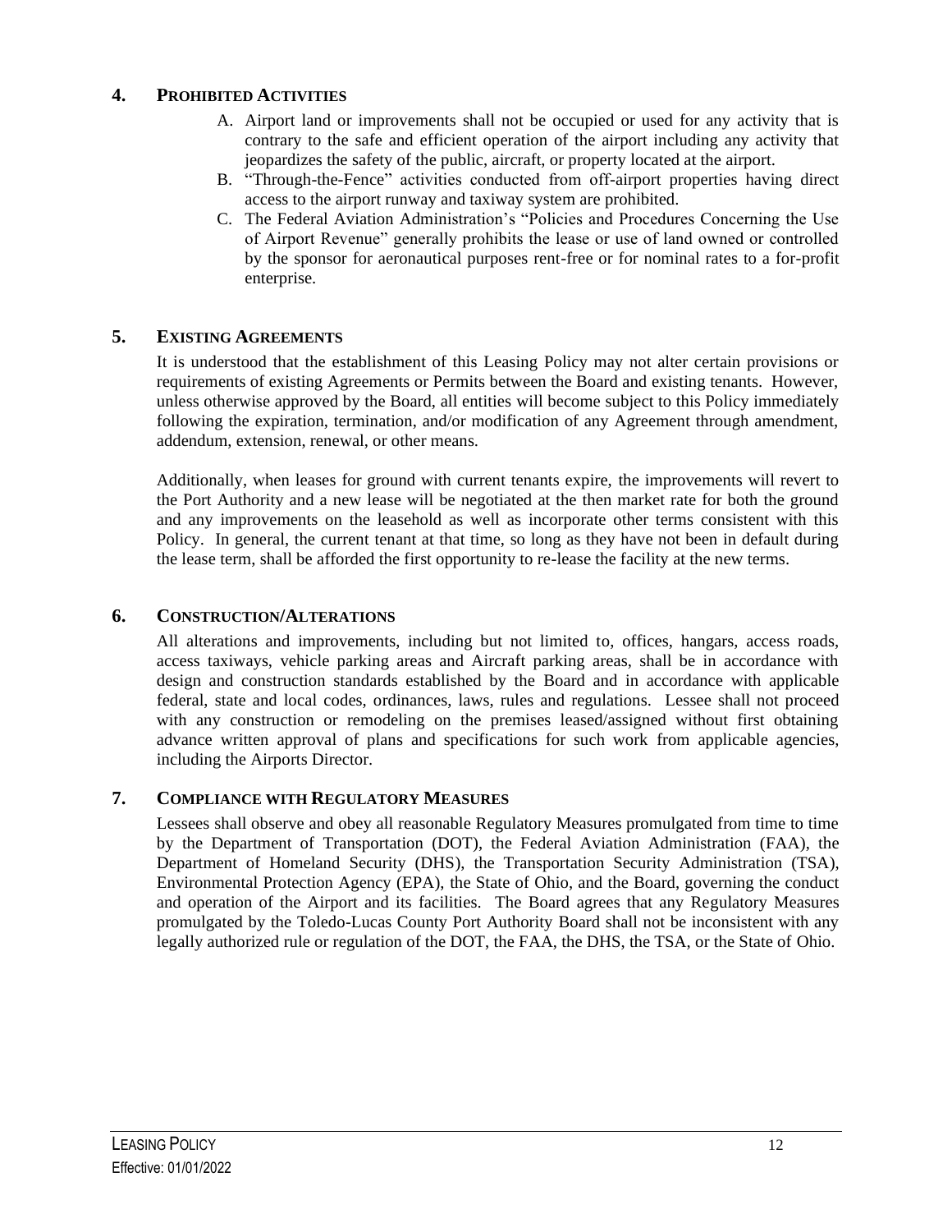## 4. PROHIBITED ACTIVITIES

A. Airport land or improvements shall not be occupied or used for any activity that is contrary to the safe and efficient operation of the airport including any activity that jeopardizes the safety of the public, aircraft, or property located at the airport.

B. "Through-the-Fence" activities conducted from off-airport properties having direct access to the airport runway and taxiway system are prohibited.

C. The Federal Aviation Administration's "Policies and Procedures Concerning the Use of Airport Revenue" generally prohibits the lease or use of land owned or controlled by the sponsor for aeronautical purposes rent-free or for nominal rates to a for-profit enterprise.

## 5. EXISTING AGREEMENTS

It is understood that the establishment of this Leasing Policy may not alter certain provisions or requirements of existing Agreements or Permits between the Board and existing tenants. However, unless otherwise approved by the Board, all entities will become subject to this Policy immediately following the expiration, termination, and/or modification of any Agreement through amendment, addendum, extension, renewal, or other means.

Additionally, when leases for ground with current tenants expire, the improvements will revert to the Port Authority and a new lease will be negotiated at the then market rate for both the ground and any improvements on the leasehold as well as incorporate other terms consistent with this Policy. In general, the current tenant at that time, so long as they have not been in default during the lease term, shall be afforded the first opportunity to re-lease the facility at the new terms.

## 6. CONSTRUCTION/ALTERATIONS

All alterations and improvements, including but not limited to, offices, hangars, access roads, access taxiways, vehicle parking areas and Aircraft parking areas, shall be in accordance with design and construction standards established by the Board and in accordance with applicable federal, state and local codes, ordinances, laws, rules and regulations. Lessee shall not proceed with any construction or remodeling on the premises leased/assigned without first obtaining advance written approval of plans and specifications for such work from applicable agencies, including the Airports Director.

## 7. COMPLIANCE WITH REGULATORY MEASURES

Lessees shall observe and obey all reasonable Regulatory Measures promulgated from time to time by the Department of Transportation (DOT), the Federal Aviation Administration (FAA), the Department of Homeland Security (DHS), the Transportation Security Administration (TSA), Environmental Protection Agency (EPA), the State of Ohio, and the Board, governing the conduct and operation of the Airport and its facilities. The Board agrees that any Regulatory Measures promulgated by the Toledo-Lucas County Port Authority Board shall not be inconsistent with any legally authorized rule or regulation of the DOT, the FAA, the DHS, the TSA, or the State of Ohio.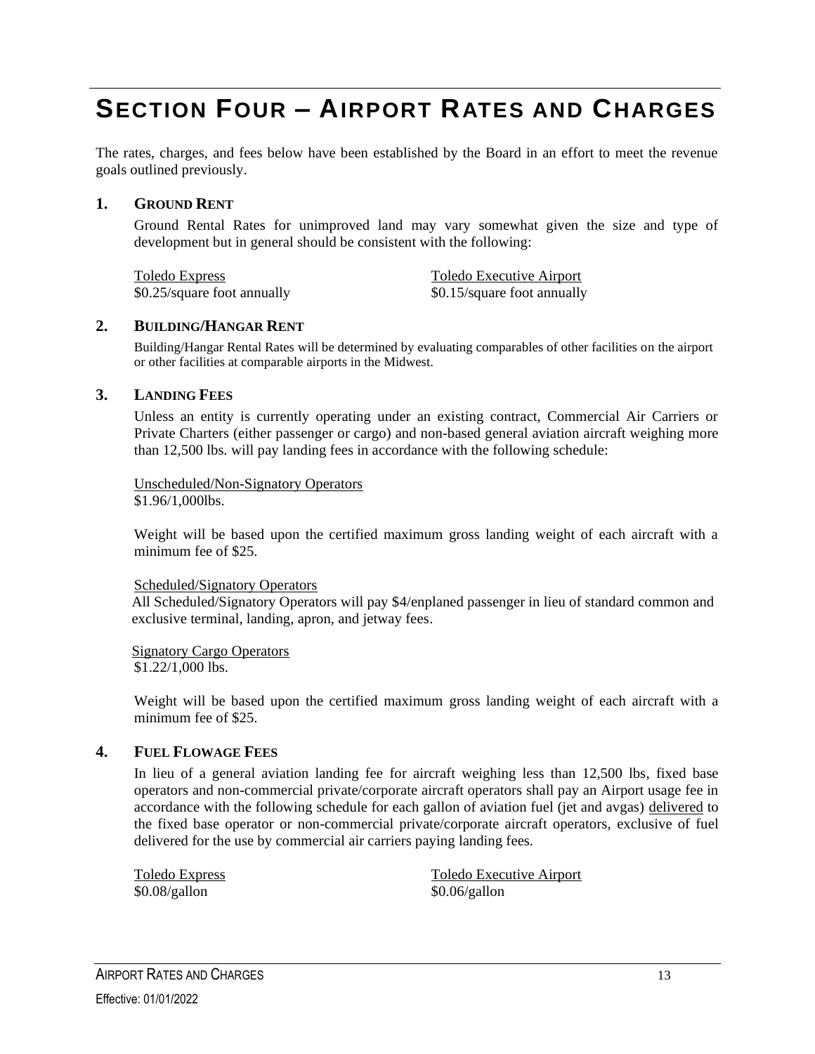# SECTION FOUR – AIRPORT RATES AND CHARGES

The rates, charges, and fees below have been established by the Board in an effort to meet the revenue goals outlined previously.

## 1. GROUND RENT

Ground Rental Rates for unimproved land may vary somewhat given the size and type of development but in general should be consistent with the following:

| Toledo Express | Toledo Executive Airport |
|---|---|
| $0.25/square foot annually | $0.15/square foot annually |

## 2. BUILDING/HANGAR RENT

Building/Hangar Rental Rates will be determined by evaluating comparables of other facilities on the airport or other facilities at comparable airports in the Midwest.

## 3. LANDING FEES

Unless an entity is currently operating under an existing contract, Commercial Air Carriers or Private Charters (either passenger or cargo) and non-based general aviation aircraft weighing more than 12,500 lbs. will pay landing fees in accordance with the following schedule:

Unscheduled/Non-Signatory Operators
$1.96/1,000lbs.

Weight will be based upon the certified maximum gross landing weight of each aircraft with a minimum fee of $25.

Scheduled/Signatory Operators
All Scheduled/Signatory Operators will pay $4/enplaned passenger in lieu of standard common and exclusive terminal, landing, apron, and jetway fees.

Signatory Cargo Operators
$1.22/1,000 lbs.

Weight will be based upon the certified maximum gross landing weight of each aircraft with a minimum fee of $25.

## 4. FUEL FLOWAGE FEES

In lieu of a general aviation landing fee for aircraft weighing less than 12,500 lbs, fixed base operators and non-commercial private/corporate aircraft operators shall pay an Airport usage fee in accordance with the following schedule for each gallon of aviation fuel (jet and avgas) delivered to the fixed base operator or non-commercial private/corporate aircraft operators, exclusive of fuel delivered for the use by commercial air carriers paying landing fees.

| Toledo Express | Toledo Executive Airport |
|---|---|
| $0.08/gallon | $0.06/gallon |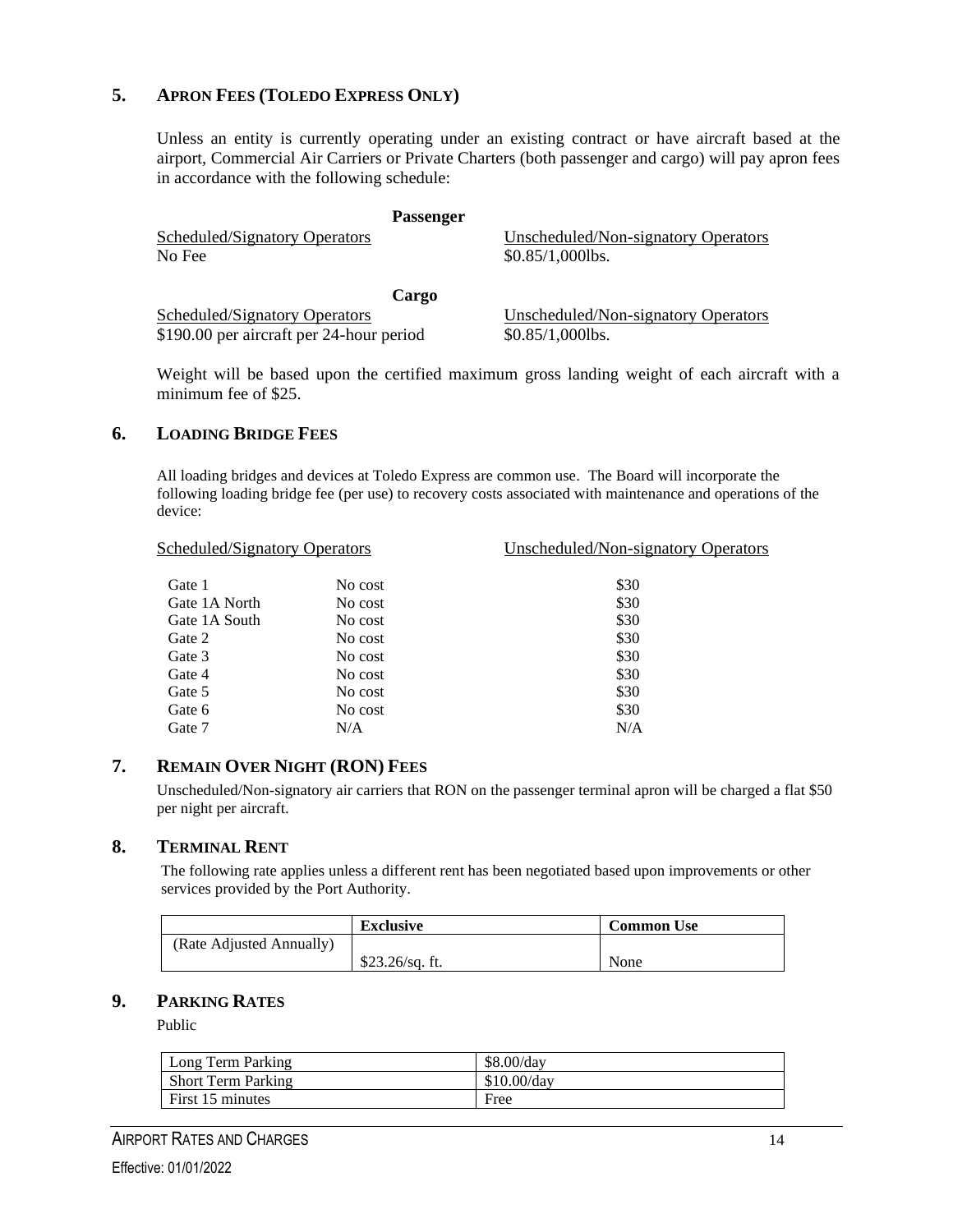## 5. Apron Fees (Toledo Express Only)

Unless an entity is currently operating under an existing contract or have aircraft based at the airport, Commercial Air Carriers or Private Charters (both passenger and cargo) will pay apron fees in accordance with the following schedule:

**Passenger**

| Scheduled/Signatory Operators | Unscheduled/Non-signatory Operators |
|---|---|
| No Fee | $0.85/1,000lbs. |

**Cargo**

| Scheduled/Signatory Operators | Unscheduled/Non-signatory Operators |
|---|---|
| $190.00 per aircraft per 24-hour period | $0.85/1,000lbs. |

Weight will be based upon the certified maximum gross landing weight of each aircraft with a minimum fee of $25.

## 6. Loading Bridge Fees

All loading bridges and devices at Toledo Express are common use. The Board will incorporate the following loading bridge fee (per use) to recovery costs associated with maintenance and operations of the device:

| Scheduled/Signatory Operators | | Unscheduled/Non-signatory Operators |
|---|---|---|
| Gate 1 | No cost | $30 |
| Gate 1A North | No cost | $30 |
| Gate 1A South | No cost | $30 |
| Gate 2 | No cost | $30 |
| Gate 3 | No cost | $30 |
| Gate 4 | No cost | $30 |
| Gate 5 | No cost | $30 |
| Gate 6 | No cost | $30 |
| Gate 7 | N/A | N/A |

## 7. Remain Over Night (RON) Fees

Unscheduled/Non-signatory air carriers that RON on the passenger terminal apron will be charged a flat $50 per night per aircraft.

## 8. Terminal Rent

The following rate applies unless a different rent has been negotiated based upon improvements or other services provided by the Port Authority.

| | Exclusive | Common Use |
|---|---|---|
| (Rate Adjusted Annually) | $23.26/sq. ft. | None |

## 9. Parking Rates

Public

| Long Term Parking | $8.00/day |
|---|---|
| Short Term Parking | $10.00/day |
| First 15 minutes | Free |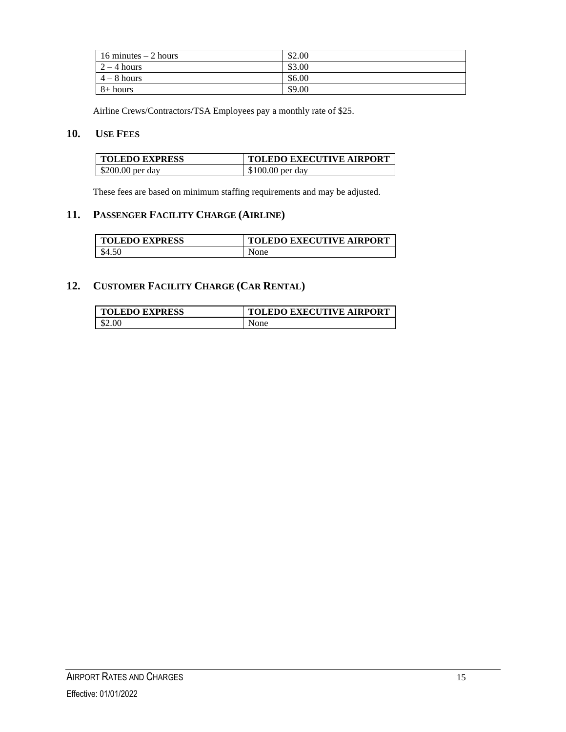| 16 minutes – 2 hours | $2.00 |
|---|---|
| 2 – 4 hours | $3.00 |
| 4 – 8 hours | $6.00 |
| 8+ hours | $9.00 |

Airline Crews/Contractors/TSA Employees pay a monthly rate of $25.

## 10. USE FEES

| TOLEDO EXPRESS | TOLEDO EXECUTIVE AIRPORT |
|---|---|
| $200.00 per day | $100.00 per day |

These fees are based on minimum staffing requirements and may be adjusted.

## 11. PASSENGER FACILITY CHARGE (AIRLINE)

| TOLEDO EXPRESS | TOLEDO EXECUTIVE AIRPORT |
|---|---|
| $4.50 | None |

## 12. CUSTOMER FACILITY CHARGE (CAR RENTAL)

| TOLEDO EXPRESS | TOLEDO EXECUTIVE AIRPORT |
|---|---|
| $2.00 | None |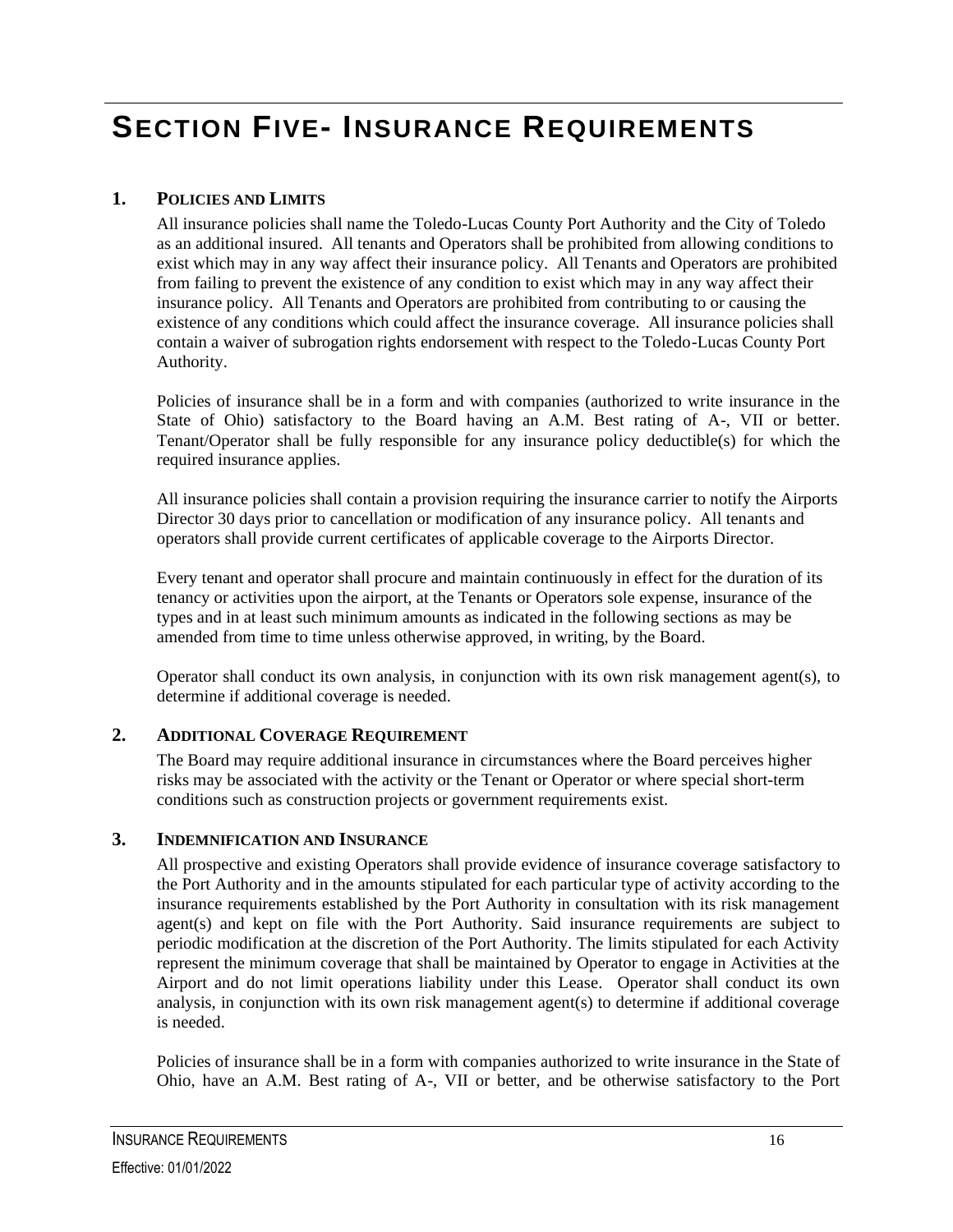# Section Five- Insurance Requirements

## 1. Policies and Limits

All insurance policies shall name the Toledo-Lucas County Port Authority and the City of Toledo as an additional insured. All tenants and Operators shall be prohibited from allowing conditions to exist which may in any way affect their insurance policy. All Tenants and Operators are prohibited from failing to prevent the existence of any condition to exist which may in any way affect their insurance policy. All Tenants and Operators are prohibited from contributing to or causing the existence of any conditions which could affect the insurance coverage. All insurance policies shall contain a waiver of subrogation rights endorsement with respect to the Toledo-Lucas County Port Authority.

Policies of insurance shall be in a form and with companies (authorized to write insurance in the State of Ohio) satisfactory to the Board having an A.M. Best rating of A-, VII or better. Tenant/Operator shall be fully responsible for any insurance policy deductible(s) for which the required insurance applies.

All insurance policies shall contain a provision requiring the insurance carrier to notify the Airports Director 30 days prior to cancellation or modification of any insurance policy. All tenants and operators shall provide current certificates of applicable coverage to the Airports Director.

Every tenant and operator shall procure and maintain continuously in effect for the duration of its tenancy or activities upon the airport, at the Tenants or Operators sole expense, insurance of the types and in at least such minimum amounts as indicated in the following sections as may be amended from time to time unless otherwise approved, in writing, by the Board.

Operator shall conduct its own analysis, in conjunction with its own risk management agent(s), to determine if additional coverage is needed.

## 2. Additional Coverage Requirement

The Board may require additional insurance in circumstances where the Board perceives higher risks may be associated with the activity or the Tenant or Operator or where special short-term conditions such as construction projects or government requirements exist.

## 3. Indemnification and Insurance

All prospective and existing Operators shall provide evidence of insurance coverage satisfactory to the Port Authority and in the amounts stipulated for each particular type of activity according to the insurance requirements established by the Port Authority in consultation with its risk management agent(s) and kept on file with the Port Authority. Said insurance requirements are subject to periodic modification at the discretion of the Port Authority. The limits stipulated for each Activity represent the minimum coverage that shall be maintained by Operator to engage in Activities at the Airport and do not limit operations liability under this Lease. Operator shall conduct its own analysis, in conjunction with its own risk management agent(s) to determine if additional coverage is needed.

Policies of insurance shall be in a form with companies authorized to write insurance in the State of Ohio, have an A.M. Best rating of A-, VII or better, and be otherwise satisfactory to the Port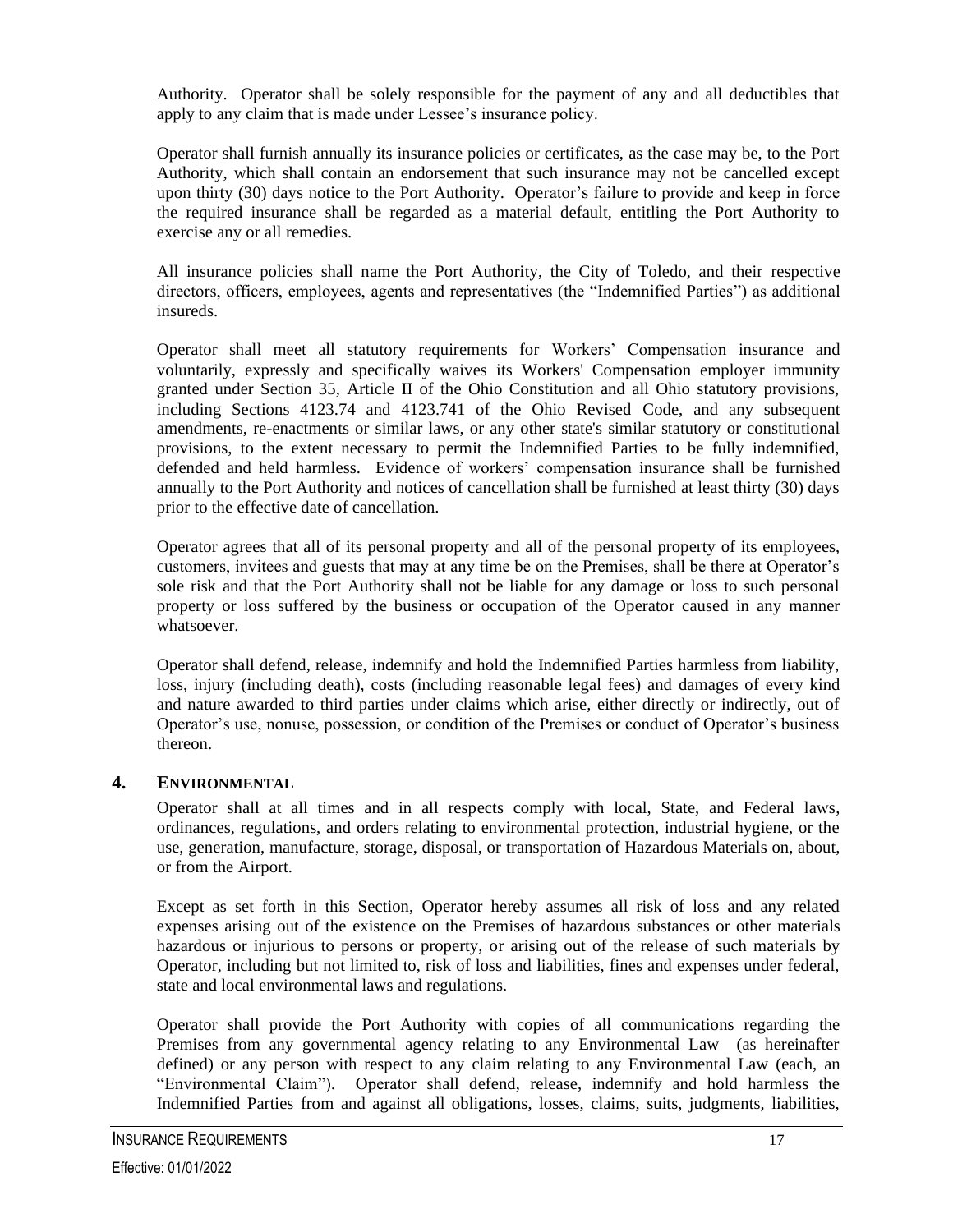Authority. Operator shall be solely responsible for the payment of any and all deductibles that apply to any claim that is made under Lessee's insurance policy.

Operator shall furnish annually its insurance policies or certificates, as the case may be, to the Port Authority, which shall contain an endorsement that such insurance may not be cancelled except upon thirty (30) days notice to the Port Authority. Operator's failure to provide and keep in force the required insurance shall be regarded as a material default, entitling the Port Authority to exercise any or all remedies.

All insurance policies shall name the Port Authority, the City of Toledo, and their respective directors, officers, employees, agents and representatives (the "Indemnified Parties") as additional insureds.

Operator shall meet all statutory requirements for Workers' Compensation insurance and voluntarily, expressly and specifically waives its Workers' Compensation employer immunity granted under Section 35, Article II of the Ohio Constitution and all Ohio statutory provisions, including Sections 4123.74 and 4123.741 of the Ohio Revised Code, and any subsequent amendments, re-enactments or similar laws, or any other state's similar statutory or constitutional provisions, to the extent necessary to permit the Indemnified Parties to be fully indemnified, defended and held harmless. Evidence of workers' compensation insurance shall be furnished annually to the Port Authority and notices of cancellation shall be furnished at least thirty (30) days prior to the effective date of cancellation.

Operator agrees that all of its personal property and all of the personal property of its employees, customers, invitees and guests that may at any time be on the Premises, shall be there at Operator's sole risk and that the Port Authority shall not be liable for any damage or loss to such personal property or loss suffered by the business or occupation of the Operator caused in any manner whatsoever.

Operator shall defend, release, indemnify and hold the Indemnified Parties harmless from liability, loss, injury (including death), costs (including reasonable legal fees) and damages of every kind and nature awarded to third parties under claims which arise, either directly or indirectly, out of Operator's use, nonuse, possession, or condition of the Premises or conduct of Operator's business thereon.

## 4. ENVIRONMENTAL

Operator shall at all times and in all respects comply with local, State, and Federal laws, ordinances, regulations, and orders relating to environmental protection, industrial hygiene, or the use, generation, manufacture, storage, disposal, or transportation of Hazardous Materials on, about, or from the Airport.

Except as set forth in this Section, Operator hereby assumes all risk of loss and any related expenses arising out of the existence on the Premises of hazardous substances or other materials hazardous or injurious to persons or property, or arising out of the release of such materials by Operator, including but not limited to, risk of loss and liabilities, fines and expenses under federal, state and local environmental laws and regulations.

Operator shall provide the Port Authority with copies of all communications regarding the Premises from any governmental agency relating to any Environmental Law (as hereinafter defined) or any person with respect to any claim relating to any Environmental Law (each, an "Environmental Claim"). Operator shall defend, release, indemnify and hold harmless the Indemnified Parties from and against all obligations, losses, claims, suits, judgments, liabilities,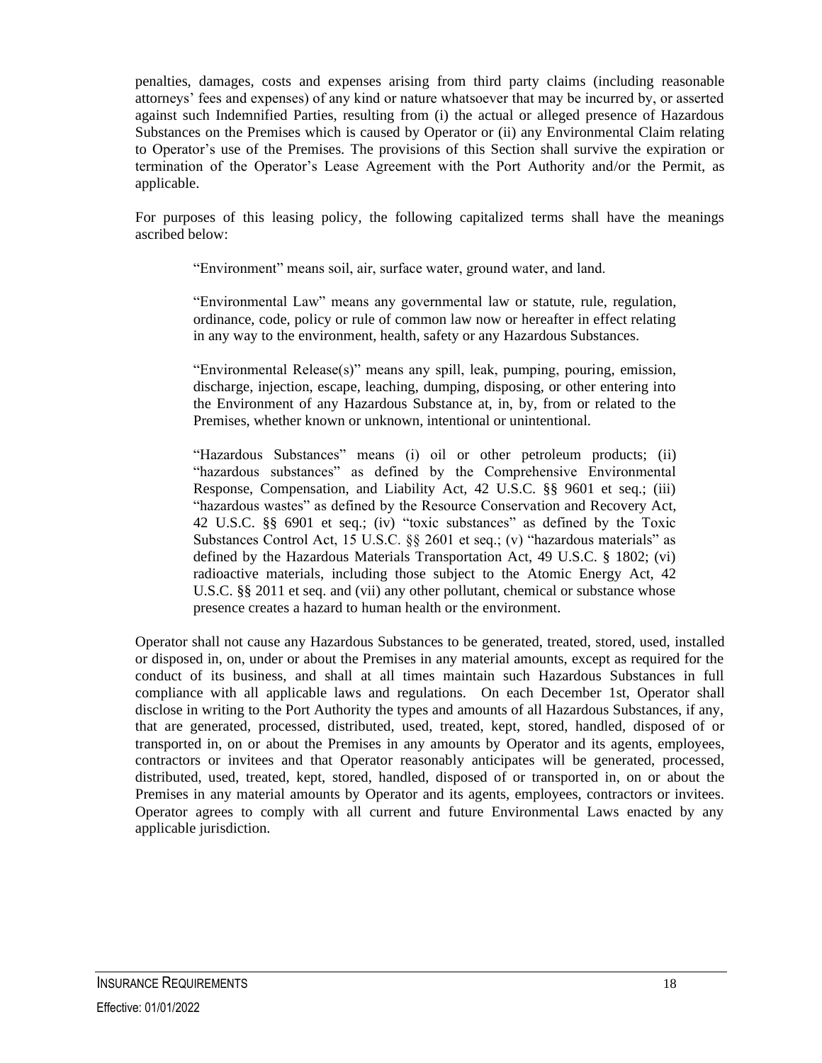penalties, damages, costs and expenses arising from third party claims (including reasonable attorneys' fees and expenses) of any kind or nature whatsoever that may be incurred by, or asserted against such Indemnified Parties, resulting from (i) the actual or alleged presence of Hazardous Substances on the Premises which is caused by Operator or (ii) any Environmental Claim relating to Operator's use of the Premises. The provisions of this Section shall survive the expiration or termination of the Operator's Lease Agreement with the Port Authority and/or the Permit, as applicable.

For purposes of this leasing policy, the following capitalized terms shall have the meanings ascribed below:

> "Environment" means soil, air, surface water, ground water, and land.
>
> "Environmental Law" means any governmental law or statute, rule, regulation, ordinance, code, policy or rule of common law now or hereafter in effect relating in any way to the environment, health, safety or any Hazardous Substances.
>
> "Environmental Release(s)" means any spill, leak, pumping, pouring, emission, discharge, injection, escape, leaching, dumping, disposing, or other entering into the Environment of any Hazardous Substance at, in, by, from or related to the Premises, whether known or unknown, intentional or unintentional.
>
> "Hazardous Substances" means (i) oil or other petroleum products; (ii) "hazardous substances" as defined by the Comprehensive Environmental Response, Compensation, and Liability Act, 42 U.S.C. §§ 9601 et seq.; (iii) "hazardous wastes" as defined by the Resource Conservation and Recovery Act, 42 U.S.C. §§ 6901 et seq.; (iv) "toxic substances" as defined by the Toxic Substances Control Act, 15 U.S.C. §§ 2601 et seq.; (v) "hazardous materials" as defined by the Hazardous Materials Transportation Act, 49 U.S.C. § 1802; (vi) radioactive materials, including those subject to the Atomic Energy Act, 42 U.S.C. §§ 2011 et seq. and (vii) any other pollutant, chemical or substance whose presence creates a hazard to human health or the environment.

Operator shall not cause any Hazardous Substances to be generated, treated, stored, used, installed or disposed in, on, under or about the Premises in any material amounts, except as required for the conduct of its business, and shall at all times maintain such Hazardous Substances in full compliance with all applicable laws and regulations. On each December 1st, Operator shall disclose in writing to the Port Authority the types and amounts of all Hazardous Substances, if any, that are generated, processed, distributed, used, treated, kept, stored, handled, disposed of or transported in, on or about the Premises in any amounts by Operator and its agents, employees, contractors or invitees and that Operator reasonably anticipates will be generated, processed, distributed, used, treated, kept, stored, handled, disposed of or transported in, on or about the Premises in any material amounts by Operator and its agents, employees, contractors or invitees. Operator agrees to comply with all current and future Environmental Laws enacted by any applicable jurisdiction.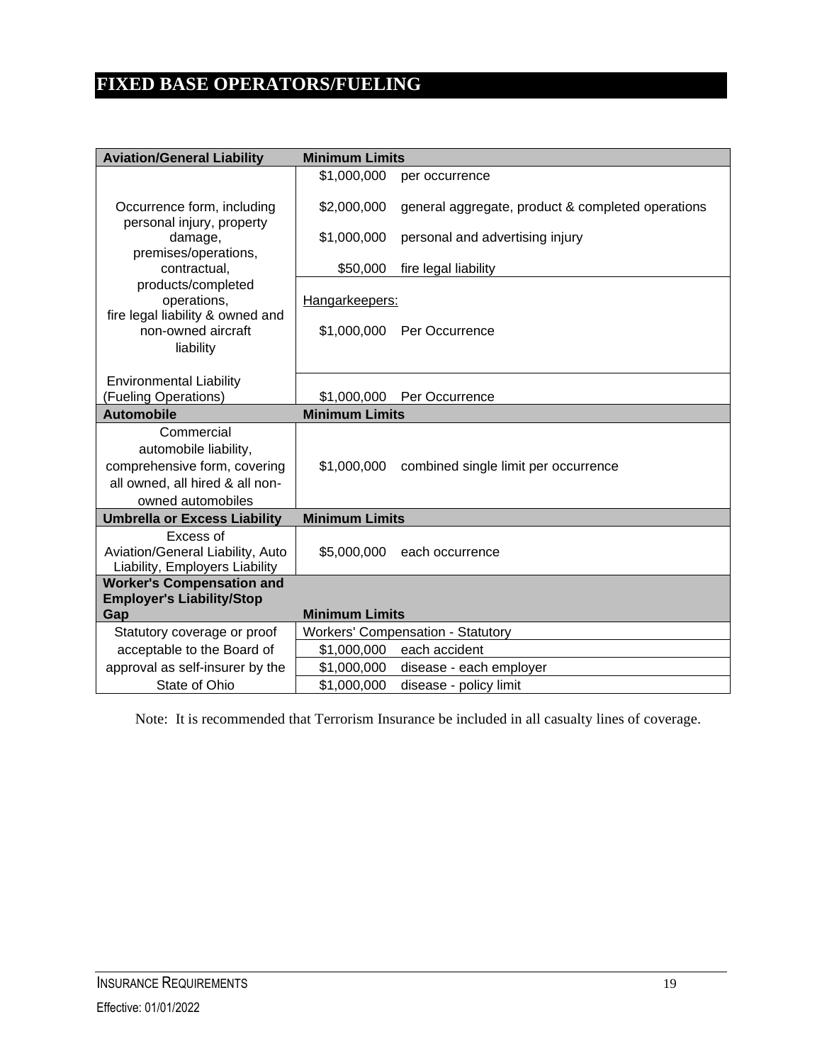# FIXED BASE OPERATORS/FUELING

| Aviation/General Liability | Minimum Limits | |
|---|---|---|
| Occurrence form, including personal injury, property damage, premises/operations, contractual, products/completed operations, fire legal liability & owned and non-owned aircraft liability | $1,000,000 | per occurrence |
| | $2,000,000 | general aggregate, product & completed operations |
| | $1,000,000 | personal and advertising injury |
| | $50,000 | fire legal liability |
| | Hangarkeepers: | |
| | $1,000,000 | Per Occurrence |
| Environmental Liability (Fueling Operations) | $1,000,000 | Per Occurrence |
| **Automobile** | **Minimum Limits** | |
| Commercial automobile liability, comprehensive form, covering all owned, all hired & all non-owned automobiles | $1,000,000 | combined single limit per occurrence |
| **Umbrella or Excess Liability** | **Minimum Limits** | |
| Excess of Aviation/General Liability, Auto Liability, Employers Liability | $5,000,000 | each occurrence |
| **Worker's Compensation and Employer's Liability/Stop Gap** | **Minimum Limits** | |
| Statutory coverage or proof acceptable to the Board of approval as self-insurer by the State of Ohio | Workers' Compensation - Statutory | |
| | $1,000,000 | each accident |
| | $1,000,000 | disease - each employer |
| | $1,000,000 | disease - policy limit |

Note: It is recommended that Terrorism Insurance be included in all casualty lines of coverage.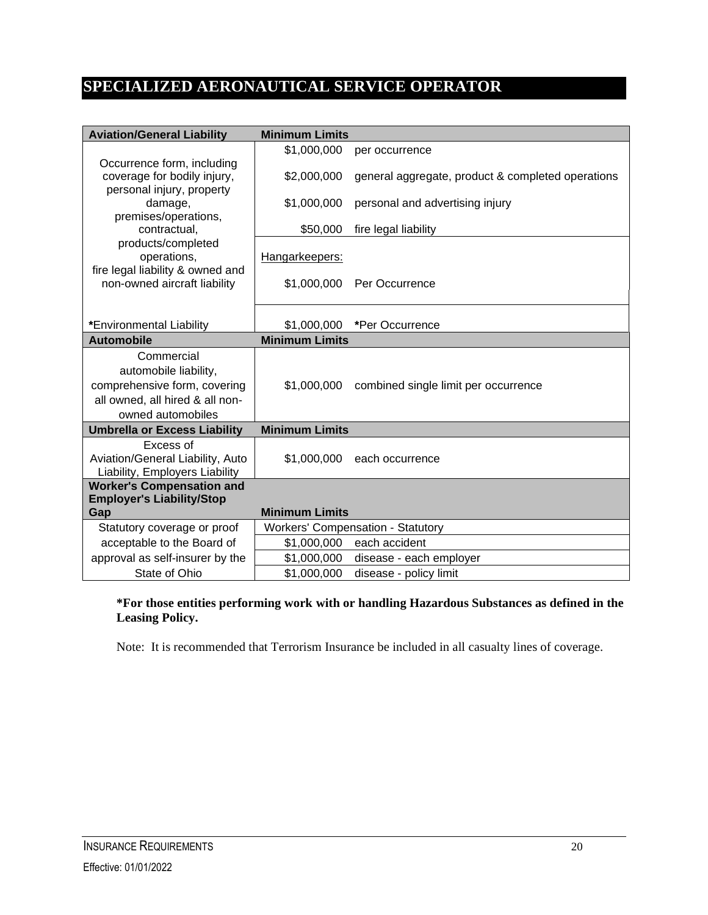# SPECIALIZED AERONAUTICAL SERVICE OPERATOR

| Aviation/General Liability | Minimum Limits | |
|---|---|---|
| Occurrence form, including coverage for bodily injury, personal injury, property damage, premises/operations, contractual, products/completed operations, fire legal liability & owned and non-owned aircraft liability | $1,000,000 | per occurrence |
| | $2,000,000 | general aggregate, product & completed operations |
| | $1,000,000 | personal and advertising injury |
| | $50,000 | fire legal liability |
| | Hangarkeepers: | |
| | $1,000,000 | Per Occurrence |
| ***Environmental Liability** | $1,000,000 | *Per Occurrence |
| **Automobile** | **Minimum Limits** | |
| Commercial automobile liability, comprehensive form, covering all owned, all hired & all non-owned automobiles | $1,000,000 | combined single limit per occurrence |
| **Umbrella or Excess Liability** | **Minimum Limits** | |
| Excess of Aviation/General Liability, Auto Liability, Employers Liability | $1,000,000 | each occurrence |
| **Worker's Compensation and Employer's Liability/Stop Gap** | **Minimum Limits** | |
| Statutory coverage or proof acceptable to the Board of approval as self-insurer by the State of Ohio | Workers' Compensation - Statutory | |
| | $1,000,000 | each accident |
| | $1,000,000 | disease - each employer |
| | $1,000,000 | disease - policy limit |

**\*For those entities performing work with or handling Hazardous Substances as defined in the Leasing Policy.**

Note: It is recommended that Terrorism Insurance be included in all casualty lines of coverage.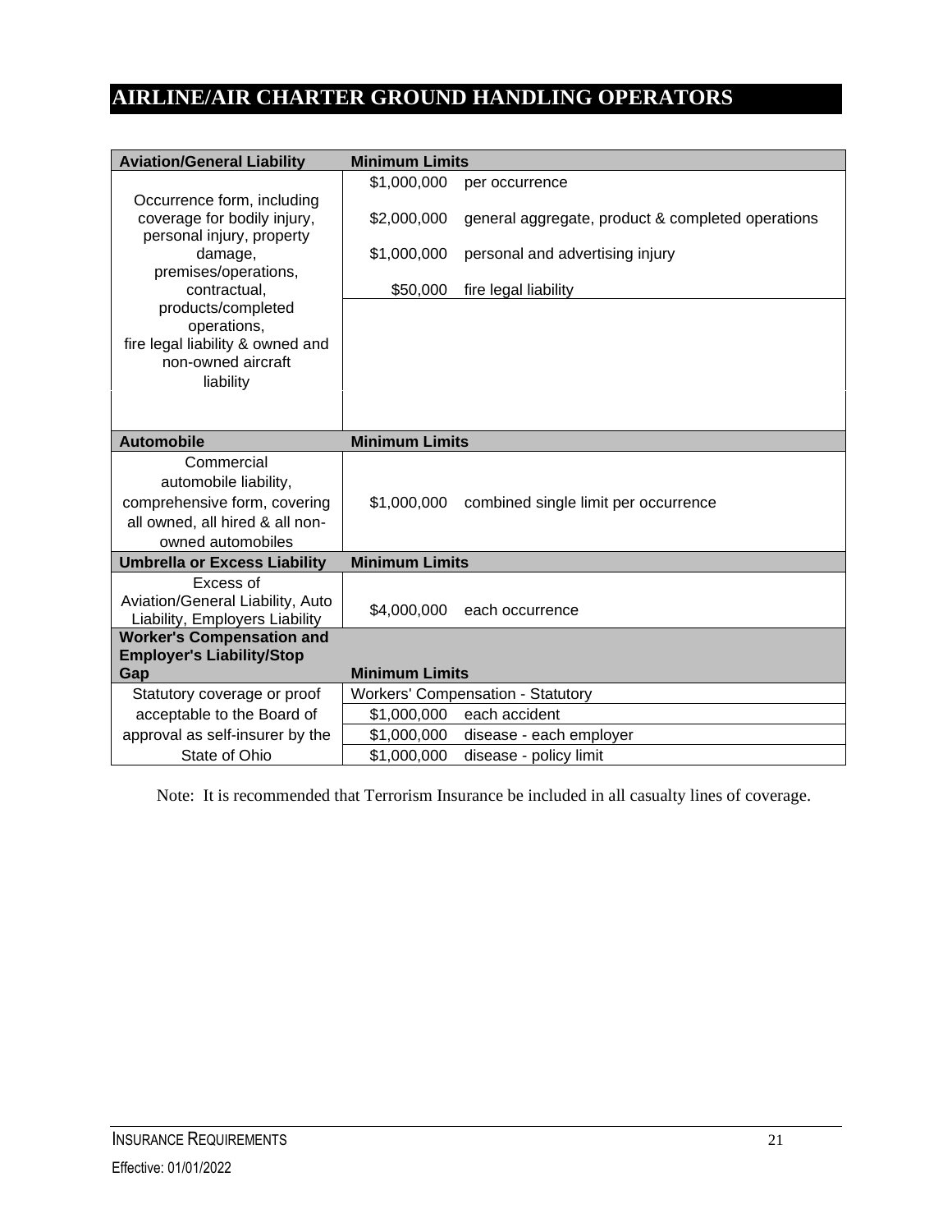# AIRLINE/AIR CHARTER GROUND HANDLING OPERATORS

| Aviation/General Liability | Minimum Limits | |
|---|---|---|
| Occurrence form, including coverage for bodily injury, personal injury, property damage, premises/operations, contractual, products/completed operations, fire legal liability & owned and non-owned aircraft liability | $1,000,000 | per occurrence |
| | $2,000,000 | general aggregate, product & completed operations |
| | $1,000,000 | personal and advertising injury |
| | $50,000 | fire legal liability |
| **Automobile** | **Minimum Limits** | |
| Commercial automobile liability, comprehensive form, covering all owned, all hired & all non-owned automobiles | $1,000,000 | combined single limit per occurrence |
| **Umbrella or Excess Liability** | **Minimum Limits** | |
| Excess of Aviation/General Liability, Auto Liability, Employers Liability | $4,000,000 | each occurrence |
| **Worker's Compensation and Employer's Liability/Stop Gap** | **Minimum Limits** | |
| Statutory coverage or proof acceptable to the Board of approval as self-insurer by the State of Ohio | Workers' Compensation - Statutory | |
| | $1,000,000 | each accident |
| | $1,000,000 | disease - each employer |
| | $1,000,000 | disease - policy limit |

Note: It is recommended that Terrorism Insurance be included in all casualty lines of coverage.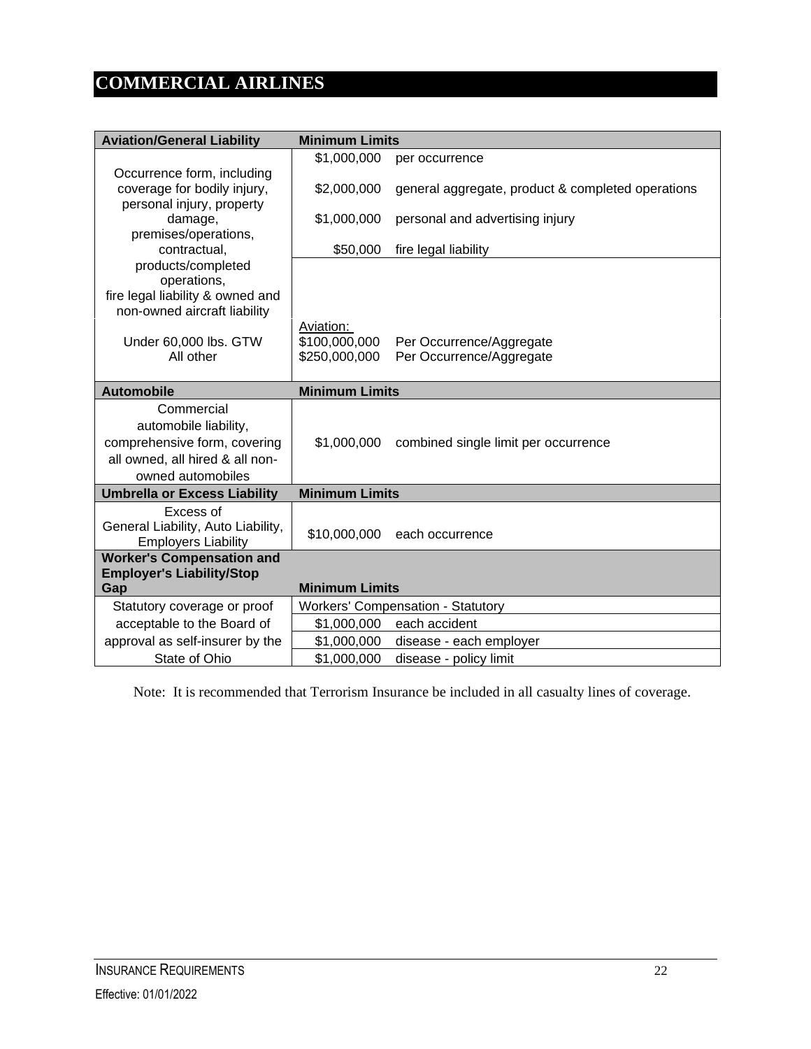# COMMERCIAL AIRLINES

| Aviation/General Liability | Minimum Limits | |
|---|---|---|
| Occurrence form, including coverage for bodily injury, personal injury, property damage, premises/operations, contractual, products/completed operations, fire legal liability & owned and non-owned aircraft liability | $1,000,000 | per occurrence |
| | $2,000,000 | general aggregate, product & completed operations |
| | $1,000,000 | personal and advertising injury |
| | $50,000 | fire legal liability |
| | Aviation: | |
| Under 60,000 lbs. GTW | $100,000,000 | Per Occurrence/Aggregate |
| All other | $250,000,000 | Per Occurrence/Aggregate |
| **Automobile** | **Minimum Limits** | |
| Commercial automobile liability, comprehensive form, covering all owned, all hired & all non-owned automobiles | $1,000,000 | combined single limit per occurrence |
| **Umbrella or Excess Liability** | **Minimum Limits** | |
| Excess of General Liability, Auto Liability, Employers Liability | $10,000,000 | each occurrence |
| **Worker's Compensation and Employer's Liability/Stop Gap** | **Minimum Limits** | |
| Statutory coverage or proof acceptable to the Board of approval as self-insurer by the State of Ohio | Workers' Compensation - Statutory | |
| | $1,000,000 | each accident |
| | $1,000,000 | disease - each employer |
| | $1,000,000 | disease - policy limit |

Note: It is recommended that Terrorism Insurance be included in all casualty lines of coverage.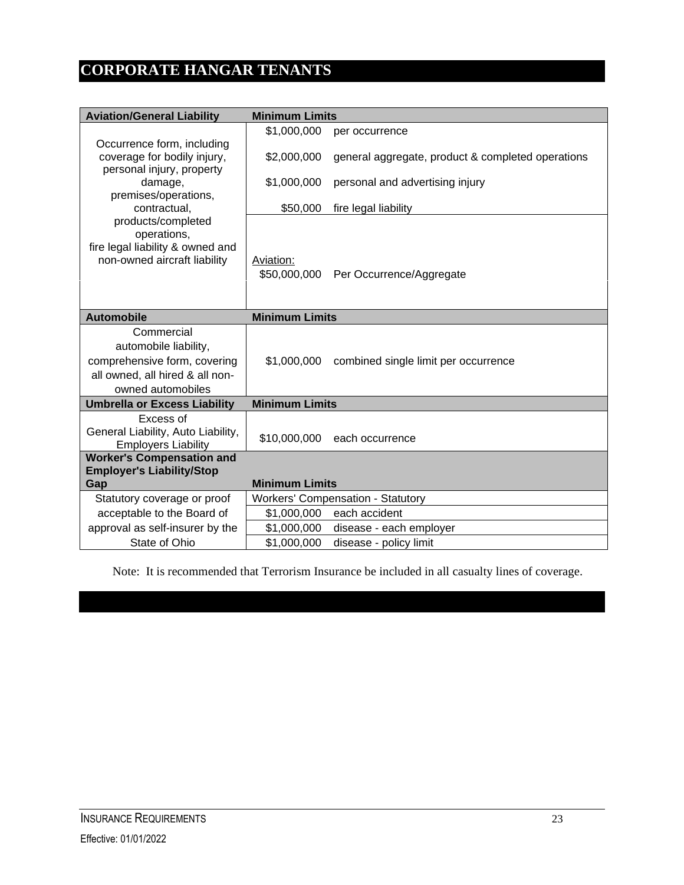# CORPORATE HANGAR TENANTS

| Aviation/General Liability | Minimum Limits | |
|---|---|---|
| Occurrence form, including coverage for bodily injury, personal injury, property damage, premises/operations, contractual, products/completed operations, fire legal liability & owned and non-owned aircraft liability | $1,000,000 | per occurrence |
| | $2,000,000 | general aggregate, product & completed operations |
| | $1,000,000 | personal and advertising injury |
| | $50,000 | fire legal liability |
| | Aviation: $50,000,000 | Per Occurrence/Aggregate |
| **Automobile** | **Minimum Limits** | |
| Commercial automobile liability, comprehensive form, covering all owned, all hired & all non-owned automobiles | $1,000,000 | combined single limit per occurrence |
| **Umbrella or Excess Liability** | **Minimum Limits** | |
| Excess of General Liability, Auto Liability, Employers Liability | $10,000,000 | each occurrence |
| **Worker's Compensation and Employer's Liability/Stop Gap** | **Minimum Limits** | |
| Statutory coverage or proof acceptable to the Board of approval as self-insurer by the State of Ohio | Workers' Compensation - Statutory | |
| | $1,000,000 | each accident |
| | $1,000,000 | disease - each employer |
| | $1,000,000 | disease - policy limit |

Note: It is recommended that Terrorism Insurance be included in all casualty lines of coverage.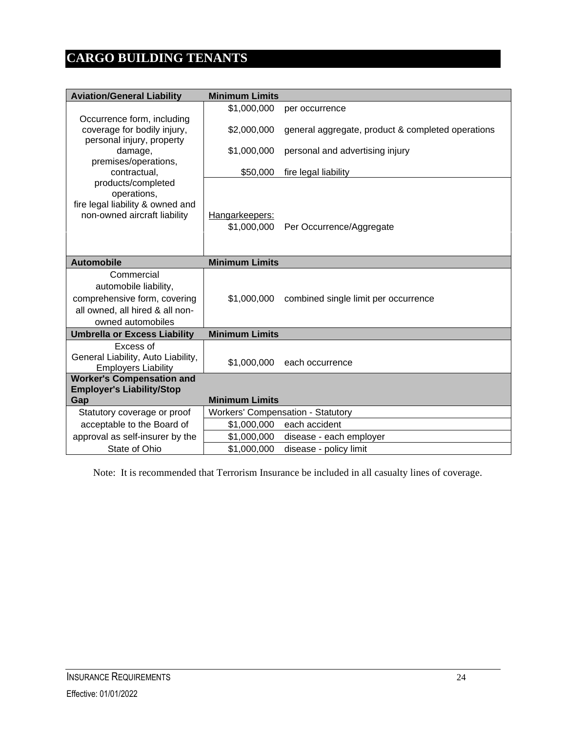# CARGO BUILDING TENANTS

| Aviation/General Liability | Minimum Limits | |
|---|---|---|
| Occurrence form, including coverage for bodily injury, personal injury, property damage, premises/operations, contractual, products/completed operations, fire legal liability & owned and non-owned aircraft liability | $1,000,000 | per occurrence |
| | $2,000,000 | general aggregate, product & completed operations |
| | $1,000,000 | personal and advertising injury |
| | $50,000 | fire legal liability |
| | Hangarkeepers: $1,000,000 | Per Occurrence/Aggregate |
| **Automobile** | **Minimum Limits** | |
| Commercial automobile liability, comprehensive form, covering all owned, all hired & all non-owned automobiles | $1,000,000 | combined single limit per occurrence |
| **Umbrella or Excess Liability** | **Minimum Limits** | |
| Excess of General Liability, Auto Liability, Employers Liability | $1,000,000 | each occurrence |
| **Worker's Compensation and Employer's Liability/Stop Gap** | **Minimum Limits** | |
| Statutory coverage or proof acceptable to the Board of approval as self-insurer by the State of Ohio | Workers' Compensation - Statutory | |
| | $1,000,000 | each accident |
| | $1,000,000 | disease - each employer |
| | $1,000,000 | disease - policy limit |

Note: It is recommended that Terrorism Insurance be included in all casualty lines of coverage.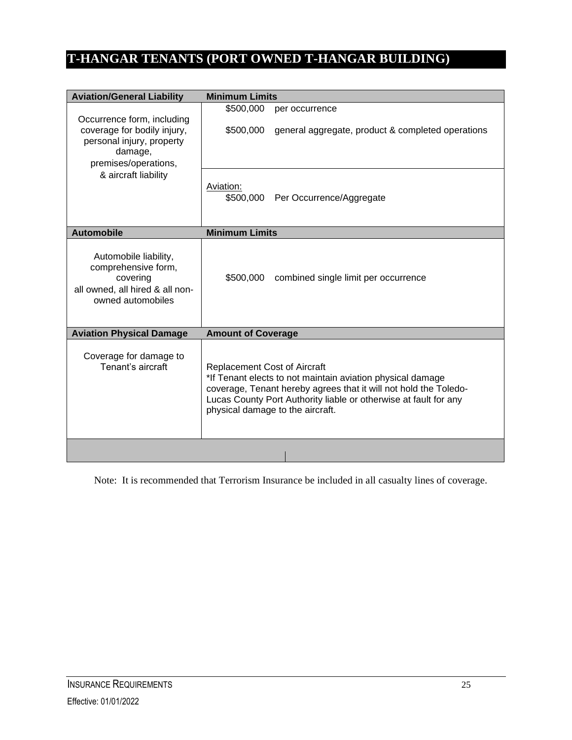# T-HANGAR TENANTS (PORT OWNED T-HANGAR BUILDING)

| Aviation/General Liability | Minimum Limits |
|---|---|
| Occurrence form, including coverage for bodily injury, personal injury, property damage, premises/operations, & aircraft liability | \$500,000 per occurrence<br>\$500,000 general aggregate, product & completed operations<br><br>Aviation:<br>\$500,000 Per Occurrence/Aggregate |
| **Automobile** | **Minimum Limits** |
| Automobile liability, comprehensive form, covering all owned, all hired & all non-owned automobiles | \$500,000 combined single limit per occurrence |
| **Aviation Physical Damage** | **Amount of Coverage** |
| Coverage for damage to Tenant's aircraft | Replacement Cost of Aircraft<br>*If Tenant elects to not maintain aviation physical damage coverage, Tenant hereby agrees that it will not hold the Toledo-Lucas County Port Authority liable or otherwise at fault for any physical damage to the aircraft. |

Note: It is recommended that Terrorism Insurance be included in all casualty lines of coverage.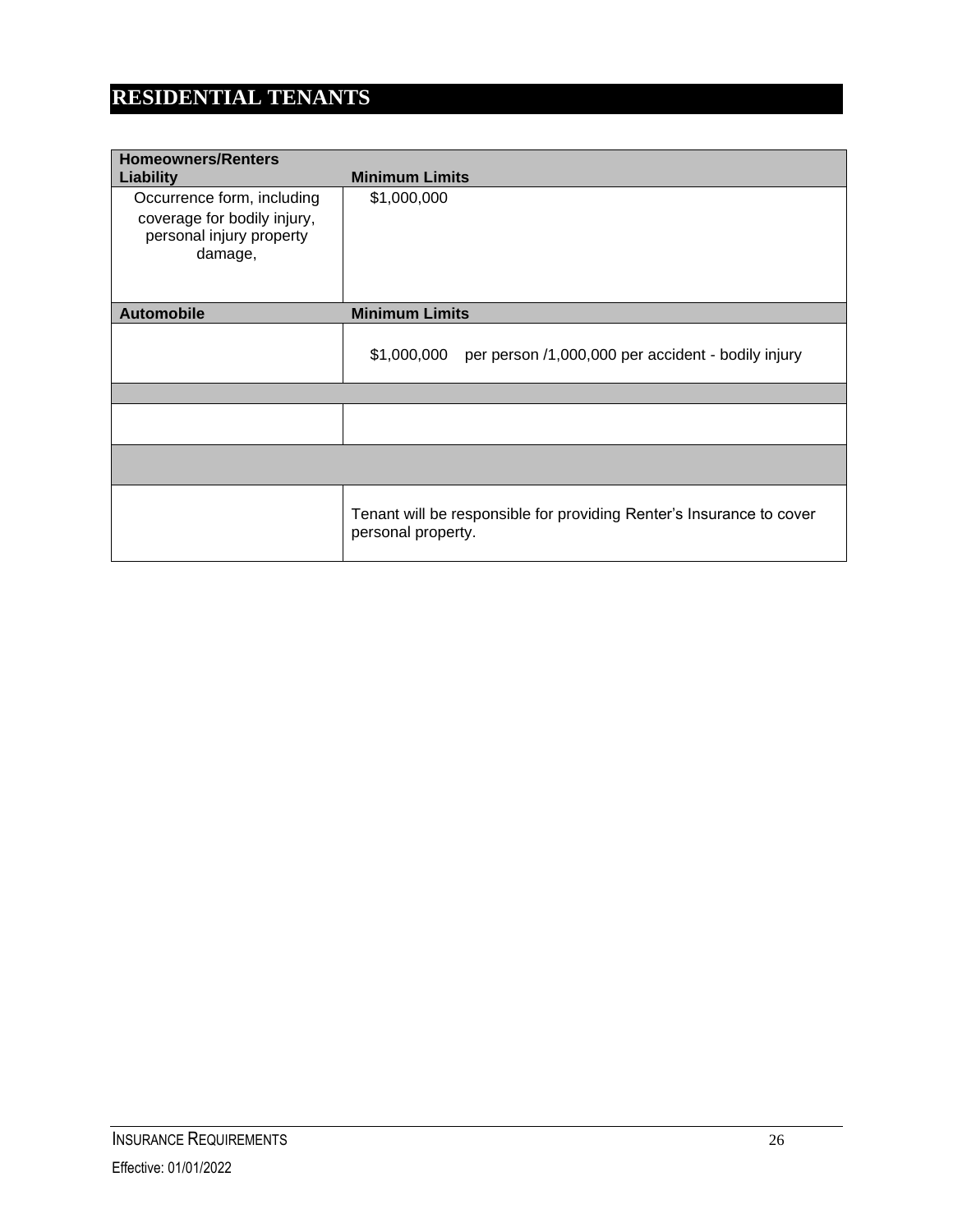# RESIDENTIAL TENANTS

| Homeowners/Renters Liability | Minimum Limits |
|---|---|
| Occurrence form, including coverage for bodily injury, personal injury property damage, | $1,000,000 |
| **Automobile** | **Minimum Limits** |
| | $1,000,000 per person /1,000,000 per accident - bodily injury |
| | |
| | |
| | |
| | Tenant will be responsible for providing Renter's Insurance to cover personal property. |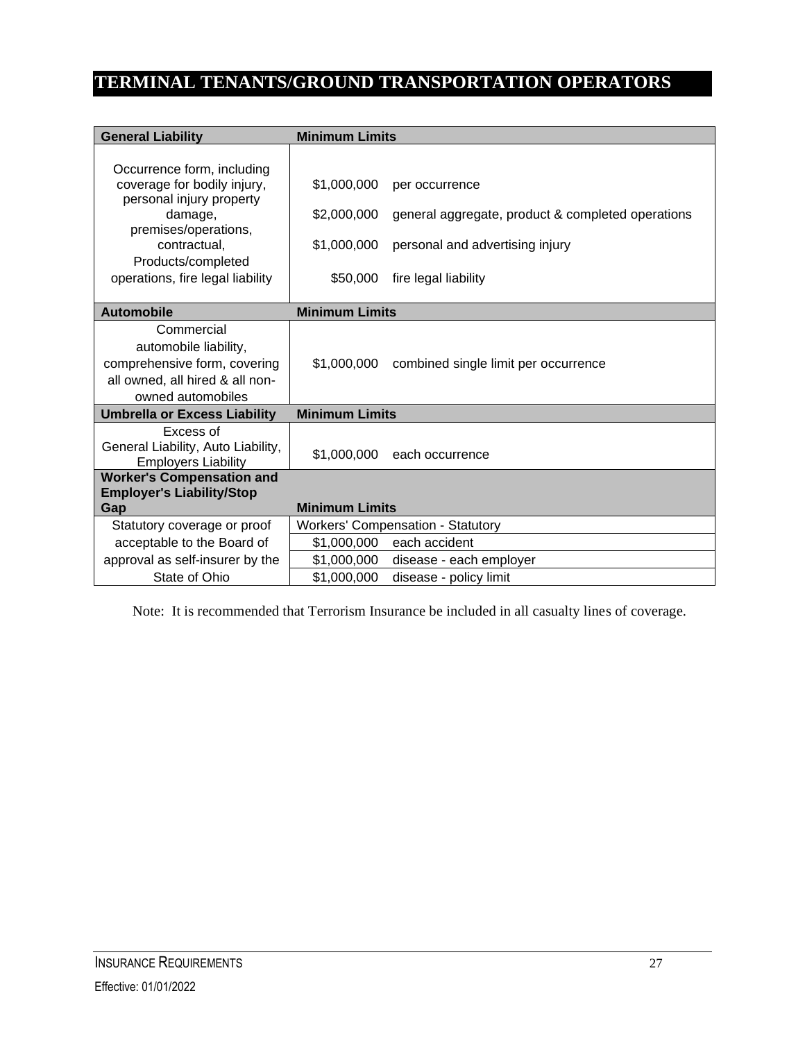# TERMINAL TENANTS/GROUND TRANSPORTATION OPERATORS

| General Liability | Minimum Limits | |
|---|---|---|
| Occurrence form, including coverage for bodily injury, personal injury property damage, premises/operations, contractual, Products/completed operations, fire legal liability | $1,000,000 | per occurrence |
| | $2,000,000 | general aggregate, product & completed operations |
| | $1,000,000 | personal and advertising injury |
| | $50,000 | fire legal liability |
| **Automobile** | **Minimum Limits** | |
| Commercial automobile liability, comprehensive form, covering all owned, all hired & all non-owned automobiles | $1,000,000 | combined single limit per occurrence |
| **Umbrella or Excess Liability** | **Minimum Limits** | |
| Excess of General Liability, Auto Liability, Employers Liability | $1,000,000 | each occurrence |
| **Worker's Compensation and Employer's Liability/Stop Gap** | **Minimum Limits** | |
| Statutory coverage or proof acceptable to the Board of approval as self-insurer by the State of Ohio | Workers' Compensation - Statutory | |
| | $1,000,000 | each accident |
| | $1,000,000 | disease - each employer |
| | $1,000,000 | disease - policy limit |

Note: It is recommended that Terrorism Insurance be included in all casualty lines of coverage.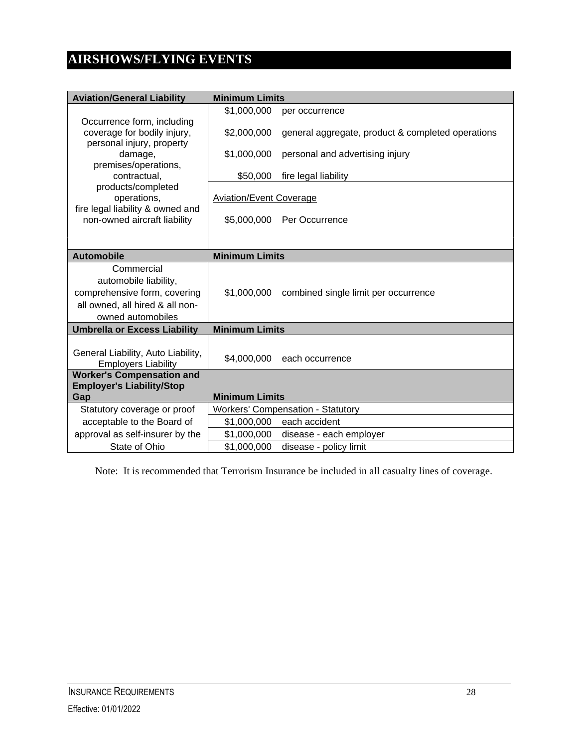# AIRSHOWS/FLYING EVENTS

| Aviation/General Liability | Minimum Limits | |
|---|---|---|
| Occurrence form, including coverage for bodily injury, personal injury, property damage, premises/operations, contractual, products/completed operations, fire legal liability & owned and non-owned aircraft liability | $1,000,000 | per occurrence |
| | $2,000,000 | general aggregate, product & completed operations |
| | $1,000,000 | personal and advertising injury |
| | $50,000 | fire legal liability |
| | Aviation/Event Coverage | |
| | $5,000,000 | Per Occurrence |
| **Automobile** | **Minimum Limits** | |
| Commercial automobile liability, comprehensive form, covering all owned, all hired & all non-owned automobiles | $1,000,000 | combined single limit per occurrence |
| **Umbrella or Excess Liability** | **Minimum Limits** | |
| General Liability, Auto Liability, Employers Liability | $4,000,000 | each occurrence |
| **Worker's Compensation and Employer's Liability/Stop Gap** | **Minimum Limits** | |
| Statutory coverage or proof acceptable to the Board of approval as self-insurer by the State of Ohio | Workers' Compensation - Statutory | |
| | $1,000,000 | each accident |
| | $1,000,000 | disease - each employer |
| | $1,000,000 | disease - policy limit |

Note: It is recommended that Terrorism Insurance be included in all casualty lines of coverage.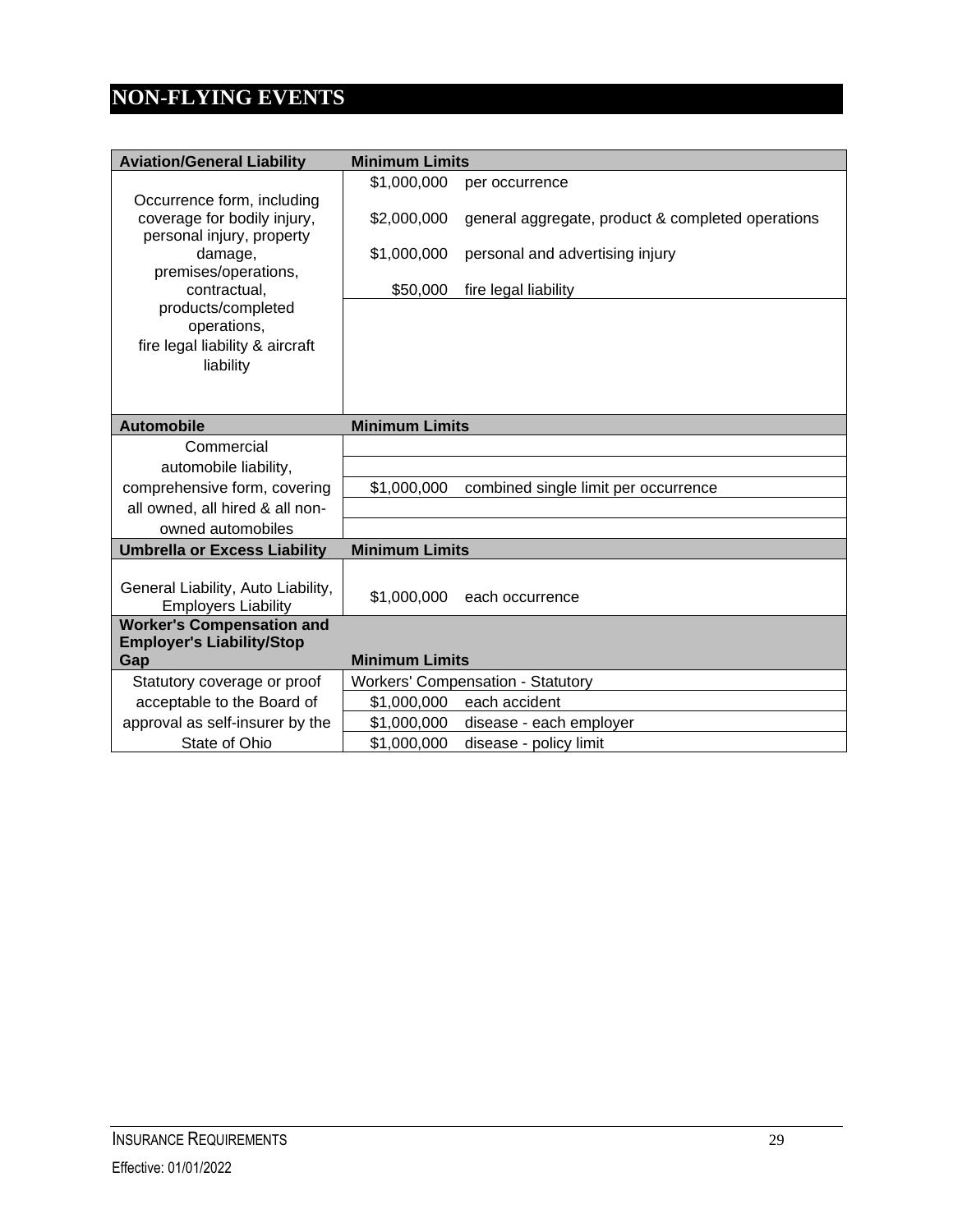# NON-FLYING EVENTS

| Aviation/General Liability | Minimum Limits | |
|---|---|---|
| Occurrence form, including coverage for bodily injury, personal injury, property damage, premises/operations, contractual, products/completed operations, fire legal liability & aircraft liability | $1,000,000 | per occurrence |
| | $2,000,000 | general aggregate, product & completed operations |
| | $1,000,000 | personal and advertising injury |
| | $50,000 | fire legal liability |
| **Automobile** | **Minimum Limits** | |
| Commercial automobile liability, comprehensive form, covering all owned, all hired & all non-owned automobiles | $1,000,000 | combined single limit per occurrence |
| **Umbrella or Excess Liability** | **Minimum Limits** | |
| General Liability, Auto Liability, Employers Liability | $1,000,000 | each occurrence |
| **Worker's Compensation and Employer's Liability/Stop Gap** | **Minimum Limits** | |
| Statutory coverage or proof acceptable to the Board of approval as self-insurer by the State of Ohio | Workers' Compensation - Statutory | |
| | $1,000,000 | each accident |
| | $1,000,000 | disease - each employer |
| | $1,000,000 | disease - policy limit |

INSURANCE REQUIREMENTS

Effective: 01/01/2022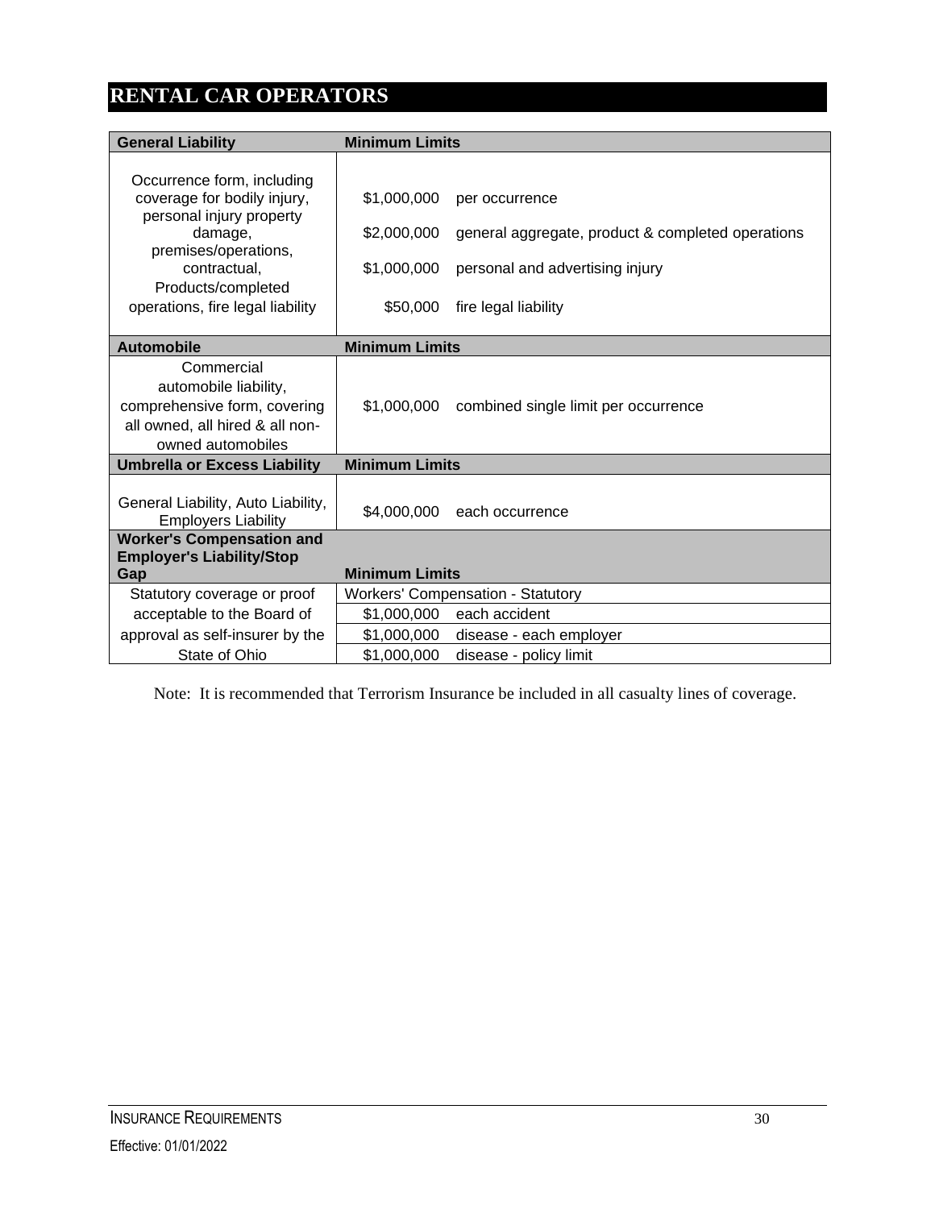# RENTAL CAR OPERATORS

| General Liability | Minimum Limits | |
|---|---|---|
| Occurrence form, including coverage for bodily injury, personal injury property damage, premises/operations, contractual, Products/completed operations, fire legal liability | $1,000,000 | per occurrence |
| | $2,000,000 | general aggregate, product & completed operations |
| | $1,000,000 | personal and advertising injury |
| | $50,000 | fire legal liability |
| **Automobile** | **Minimum Limits** | |
| Commercial automobile liability, comprehensive form, covering all owned, all hired & all non-owned automobiles | $1,000,000 | combined single limit per occurrence |
| **Umbrella or Excess Liability** | **Minimum Limits** | |
| General Liability, Auto Liability, Employers Liability | $4,000,000 | each occurrence |
| **Worker's Compensation and Employer's Liability/Stop Gap** | **Minimum Limits** | |
| Statutory coverage or proof acceptable to the Board of approval as self-insurer by the State of Ohio | Workers' Compensation - Statutory | |
| | $1,000,000 | each accident |
| | $1,000,000 | disease - each employer |
| | $1,000,000 | disease - policy limit |

Note: It is recommended that Terrorism Insurance be included in all casualty lines of coverage.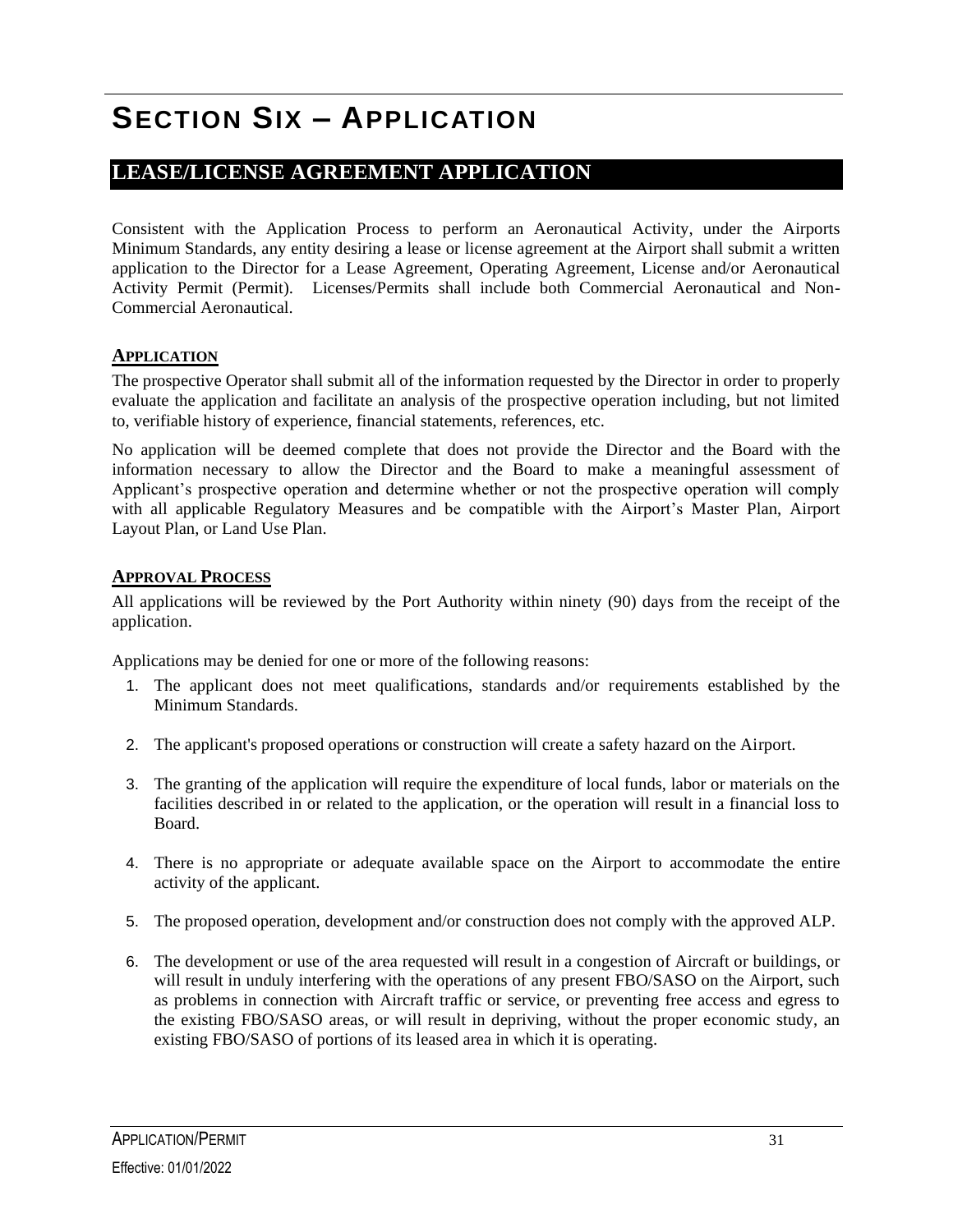# SECTION SIX – APPLICATION

## LEASE/LICENSE AGREEMENT APPLICATION

Consistent with the Application Process to perform an Aeronautical Activity, under the Airports Minimum Standards, any entity desiring a lease or license agreement at the Airport shall submit a written application to the Director for a Lease Agreement, Operating Agreement, License and/or Aeronautical Activity Permit (Permit). Licenses/Permits shall include both Commercial Aeronautical and Non-Commercial Aeronautical.

### APPLICATION

The prospective Operator shall submit all of the information requested by the Director in order to properly evaluate the application and facilitate an analysis of the prospective operation including, but not limited to, verifiable history of experience, financial statements, references, etc.

No application will be deemed complete that does not provide the Director and the Board with the information necessary to allow the Director and the Board to make a meaningful assessment of Applicant's prospective operation and determine whether or not the prospective operation will comply with all applicable Regulatory Measures and be compatible with the Airport's Master Plan, Airport Layout Plan, or Land Use Plan.

### APPROVAL PROCESS

All applications will be reviewed by the Port Authority within ninety (90) days from the receipt of the application.

Applications may be denied for one or more of the following reasons:

1. The applicant does not meet qualifications, standards and/or requirements established by the Minimum Standards.
2. The applicant's proposed operations or construction will create a safety hazard on the Airport.
3. The granting of the application will require the expenditure of local funds, labor or materials on the facilities described in or related to the application, or the operation will result in a financial loss to Board.
4. There is no appropriate or adequate available space on the Airport to accommodate the entire activity of the applicant.
5. The proposed operation, development and/or construction does not comply with the approved ALP.
6. The development or use of the area requested will result in a congestion of Aircraft or buildings, or will result in unduly interfering with the operations of any present FBO/SASO on the Airport, such as problems in connection with Aircraft traffic or service, or preventing free access and egress to the existing FBO/SASO areas, or will result in depriving, without the proper economic study, an existing FBO/SASO of portions of its leased area in which it is operating.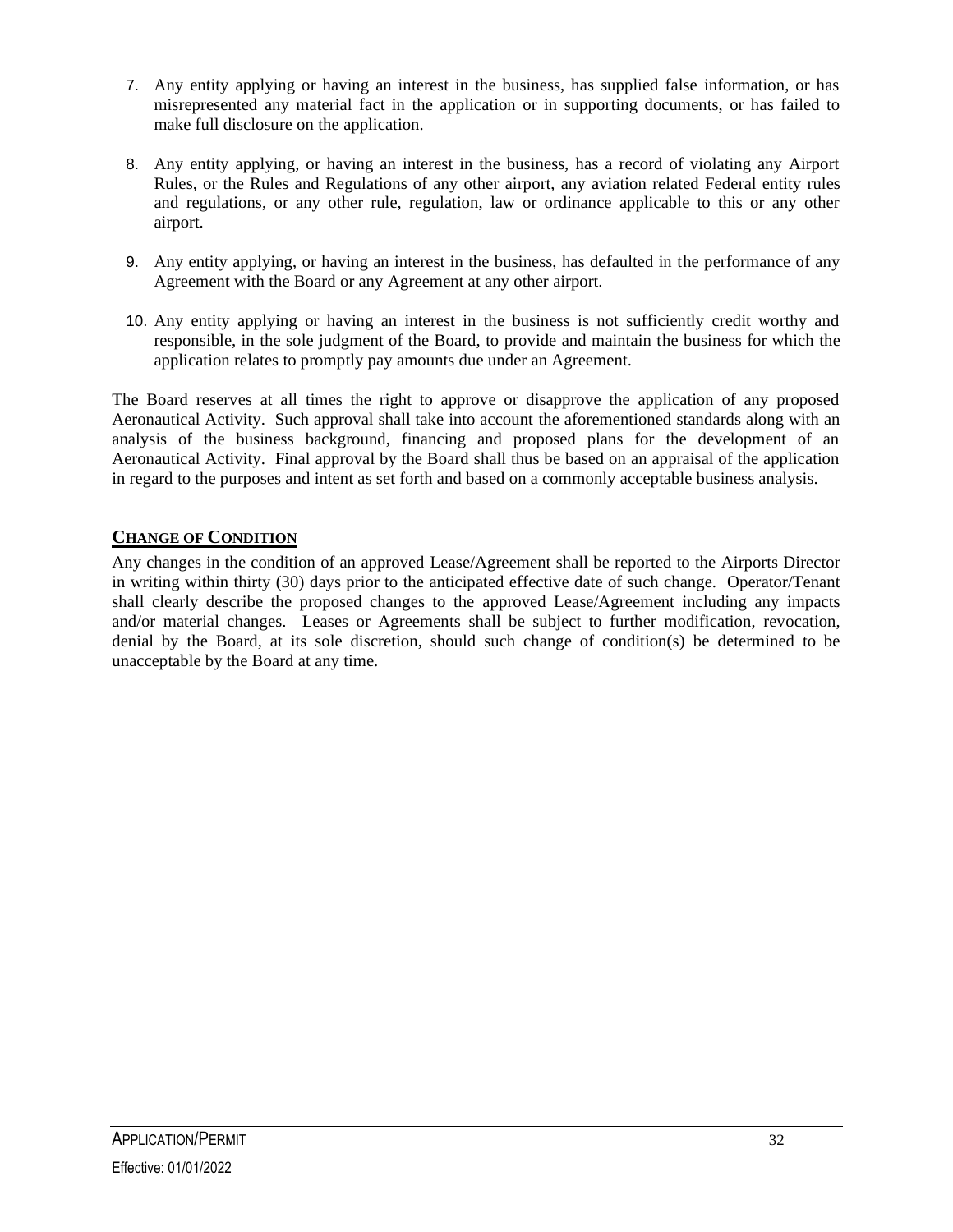7. Any entity applying or having an interest in the business, has supplied false information, or has misrepresented any material fact in the application or in supporting documents, or has failed to make full disclosure on the application.

8. Any entity applying, or having an interest in the business, has a record of violating any Airport Rules, or the Rules and Regulations of any other airport, any aviation related Federal entity rules and regulations, or any other rule, regulation, law or ordinance applicable to this or any other airport.

9. Any entity applying, or having an interest in the business, has defaulted in the performance of any Agreement with the Board or any Agreement at any other airport.

10. Any entity applying or having an interest in the business is not sufficiently credit worthy and responsible, in the sole judgment of the Board, to provide and maintain the business for which the application relates to promptly pay amounts due under an Agreement.

The Board reserves at all times the right to approve or disapprove the application of any proposed Aeronautical Activity. Such approval shall take into account the aforementioned standards along with an analysis of the business background, financing and proposed plans for the development of an Aeronautical Activity. Final approval by the Board shall thus be based on an appraisal of the application in regard to the purposes and intent as set forth and based on a commonly acceptable business analysis.

## CHANGE OF CONDITION

Any changes in the condition of an approved Lease/Agreement shall be reported to the Airports Director in writing within thirty (30) days prior to the anticipated effective date of such change. Operator/Tenant shall clearly describe the proposed changes to the approved Lease/Agreement including any impacts and/or material changes. Leases or Agreements shall be subject to further modification, revocation, denial by the Board, at its sole discretion, should such change of condition(s) be determined to be unacceptable by the Board at any time.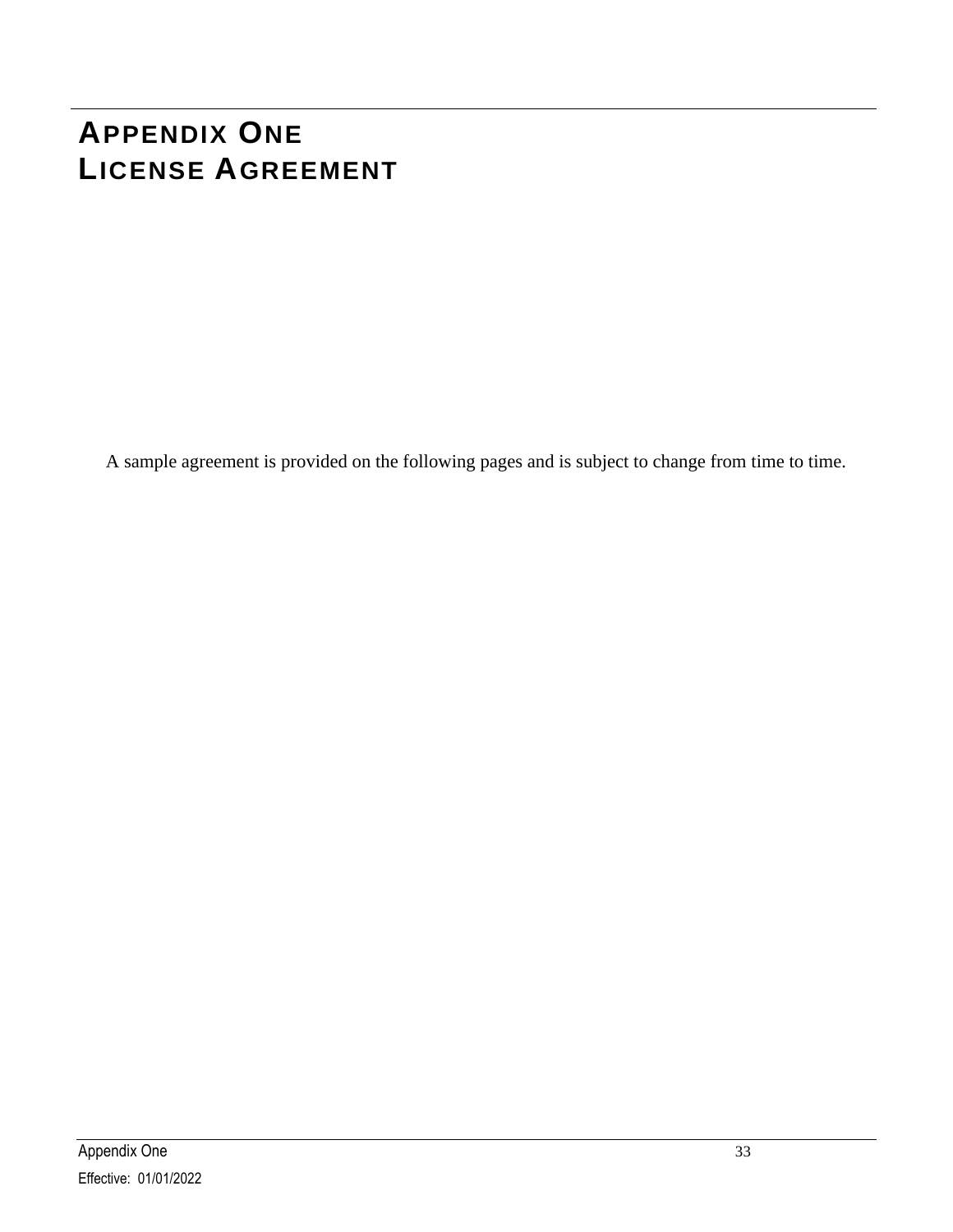# APPENDIX ONE
# LICENSE AGREEMENT

A sample agreement is provided on the following pages and is subject to change from time to time.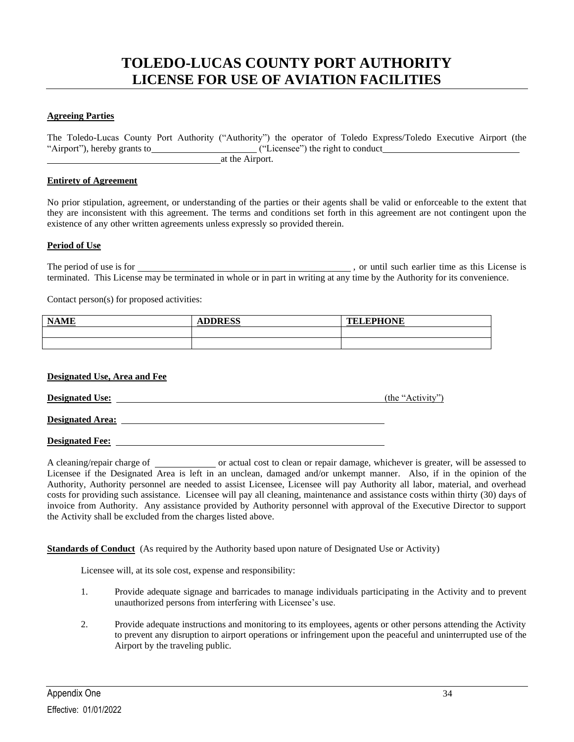# TOLEDO-LUCAS COUNTY PORT AUTHORITY
## LICENSE FOR USE OF AVIATION FACILITIES

**Agreeing Parties**

The Toledo-Lucas County Port Authority ("Authority") the operator of Toledo Express/Toledo Executive Airport (the "Airport"), hereby grants to______________________ ("Licensee") the right to conduct______________________________ ____________________________________at the Airport.

**Entirety of Agreement**

No prior stipulation, agreement, or understanding of the parties or their agents shall be valid or enforceable to the extent that they are inconsistent with this agreement. The terms and conditions set forth in this agreement are not contingent upon the existence of any other written agreements unless expressly so provided therein.

**Period of Use**

The period of use is for ______________________________________________ , or until such earlier time as this License is terminated. This License may be terminated in whole or in part in writing at any time by the Authority for its convenience.

Contact person(s) for proposed activities:

| NAME | ADDRESS | TELEPHONE |
|---|---|---|
| | | |
| | | |

**Designated Use, Area and Fee**

**Designated Use:** ____________________________________________________________(the "Activity")

**Designated Area:** ____________________________________________________________

**Designated Fee:** ____________________________________________________________

A cleaning/repair charge of _____________ or actual cost to clean or repair damage, whichever is greater, will be assessed to Licensee if the Designated Area is left in an unclean, damaged and/or unkempt manner. Also, if in the opinion of the Authority, Authority personnel are needed to assist Licensee, Licensee will pay Authority all labor, material, and overhead costs for providing such assistance. Licensee will pay all cleaning, maintenance and assistance costs within thirty (30) days of invoice from Authority. Any assistance provided by Authority personnel with approval of the Executive Director to support the Activity shall be excluded from the charges listed above.

**Standards of Conduct** (As required by the Authority based upon nature of Designated Use or Activity)

Licensee will, at its sole cost, expense and responsibility:

1. Provide adequate signage and barricades to manage individuals participating in the Activity and to prevent unauthorized persons from interfering with Licensee's use.
2. Provide adequate instructions and monitoring to its employees, agents or other persons attending the Activity to prevent any disruption to airport operations or infringement upon the peaceful and uninterrupted use of the Airport by the traveling public.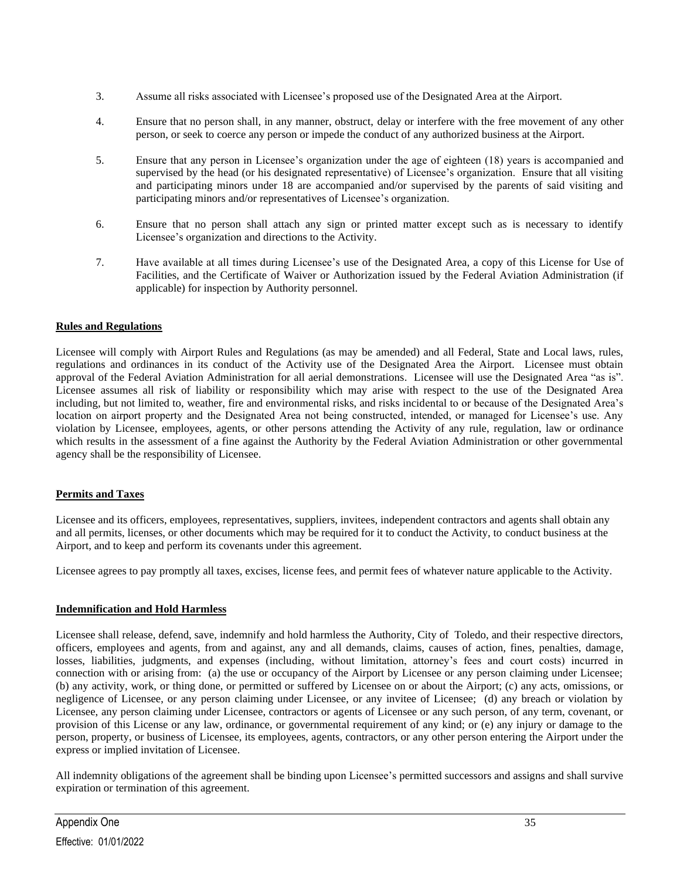3. Assume all risks associated with Licensee's proposed use of the Designated Area at the Airport.

4. Ensure that no person shall, in any manner, obstruct, delay or interfere with the free movement of any other person, or seek to coerce any person or impede the conduct of any authorized business at the Airport.

5. Ensure that any person in Licensee's organization under the age of eighteen (18) years is accompanied and supervised by the head (or his designated representative) of Licensee's organization. Ensure that all visiting and participating minors under 18 are accompanied and/or supervised by the parents of said visiting and participating minors and/or representatives of Licensee's organization.

6. Ensure that no person shall attach any sign or printed matter except such as is necessary to identify Licensee's organization and directions to the Activity.

7. Have available at all times during Licensee's use of the Designated Area, a copy of this License for Use of Facilities, and the Certificate of Waiver or Authorization issued by the Federal Aviation Administration (if applicable) for inspection by Authority personnel.

**Rules and Regulations**

Licensee will comply with Airport Rules and Regulations (as may be amended) and all Federal, State and Local laws, rules, regulations and ordinances in its conduct of the Activity use of the Designated Area the Airport. Licensee must obtain approval of the Federal Aviation Administration for all aerial demonstrations. Licensee will use the Designated Area "as is". Licensee assumes all risk of liability or responsibility which may arise with respect to the use of the Designated Area including, but not limited to, weather, fire and environmental risks, and risks incidental to or because of the Designated Area's location on airport property and the Designated Area not being constructed, intended, or managed for Licensee's use. Any violation by Licensee, employees, agents, or other persons attending the Activity of any rule, regulation, law or ordinance which results in the assessment of a fine against the Authority by the Federal Aviation Administration or other governmental agency shall be the responsibility of Licensee.

**Permits and Taxes**

Licensee and its officers, employees, representatives, suppliers, invitees, independent contractors and agents shall obtain any and all permits, licenses, or other documents which may be required for it to conduct the Activity, to conduct business at the Airport, and to keep and perform its covenants under this agreement.

Licensee agrees to pay promptly all taxes, excises, license fees, and permit fees of whatever nature applicable to the Activity.

**Indemnification and Hold Harmless**

Licensee shall release, defend, save, indemnify and hold harmless the Authority, City of Toledo, and their respective directors, officers, employees and agents, from and against, any and all demands, claims, causes of action, fines, penalties, damage, losses, liabilities, judgments, and expenses (including, without limitation, attorney's fees and court costs) incurred in connection with or arising from: (a) the use or occupancy of the Airport by Licensee or any person claiming under Licensee; (b) any activity, work, or thing done, or permitted or suffered by Licensee on or about the Airport; (c) any acts, omissions, or negligence of Licensee, or any person claiming under Licensee, or any invitee of Licensee; (d) any breach or violation by Licensee, any person claiming under Licensee, contractors or agents of Licensee or any such person, of any term, covenant, or provision of this License or any law, ordinance, or governmental requirement of any kind; or (e) any injury or damage to the person, property, or business of Licensee, its employees, agents, contractors, or any other person entering the Airport under the express or implied invitation of Licensee.

All indemnity obligations of the agreement shall be binding upon Licensee's permitted successors and assigns and shall survive expiration or termination of this agreement.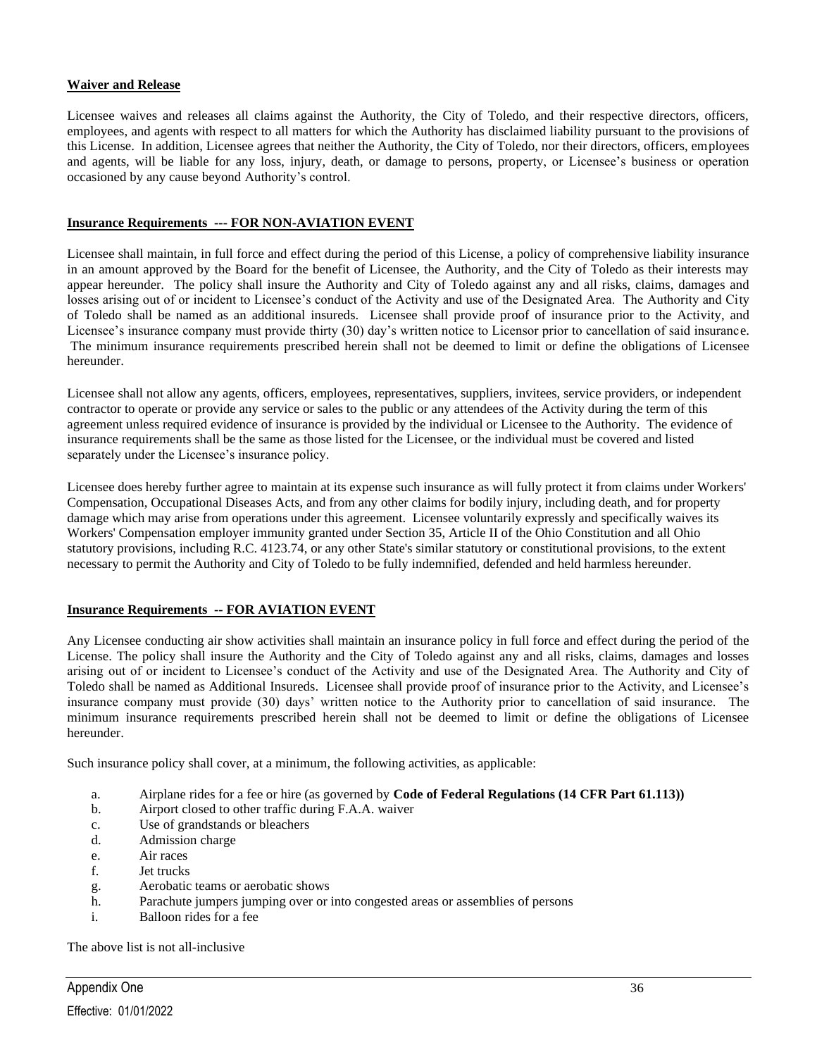**Waiver and Release**

Licensee waives and releases all claims against the Authority, the City of Toledo, and their respective directors, officers, employees, and agents with respect to all matters for which the Authority has disclaimed liability pursuant to the provisions of this License. In addition, Licensee agrees that neither the Authority, the City of Toledo, nor their directors, officers, employees and agents, will be liable for any loss, injury, death, or damage to persons, property, or Licensee's business or operation occasioned by any cause beyond Authority's control.

**Insurance Requirements --- FOR NON-AVIATION EVENT**

Licensee shall maintain, in full force and effect during the period of this License, a policy of comprehensive liability insurance in an amount approved by the Board for the benefit of Licensee, the Authority, and the City of Toledo as their interests may appear hereunder. The policy shall insure the Authority and City of Toledo against any and all risks, claims, damages and losses arising out of or incident to Licensee's conduct of the Activity and use of the Designated Area. The Authority and City of Toledo shall be named as an additional insureds. Licensee shall provide proof of insurance prior to the Activity, and Licensee's insurance company must provide thirty (30) day's written notice to Licensor prior to cancellation of said insurance. The minimum insurance requirements prescribed herein shall not be deemed to limit or define the obligations of Licensee hereunder.

Licensee shall not allow any agents, officers, employees, representatives, suppliers, invitees, service providers, or independent contractor to operate or provide any service or sales to the public or any attendees of the Activity during the term of this agreement unless required evidence of insurance is provided by the individual or Licensee to the Authority. The evidence of insurance requirements shall be the same as those listed for the Licensee, or the individual must be covered and listed separately under the Licensee's insurance policy.

Licensee does hereby further agree to maintain at its expense such insurance as will fully protect it from claims under Workers' Compensation, Occupational Diseases Acts, and from any other claims for bodily injury, including death, and for property damage which may arise from operations under this agreement. Licensee voluntarily expressly and specifically waives its Workers' Compensation employer immunity granted under Section 35, Article II of the Ohio Constitution and all Ohio statutory provisions, including R.C. 4123.74, or any other State's similar statutory or constitutional provisions, to the extent necessary to permit the Authority and City of Toledo to be fully indemnified, defended and held harmless hereunder.

**Insurance Requirements -- FOR AVIATION EVENT**

Any Licensee conducting air show activities shall maintain an insurance policy in full force and effect during the period of the License. The policy shall insure the Authority and the City of Toledo against any and all risks, claims, damages and losses arising out of or incident to Licensee's conduct of the Activity and use of the Designated Area. The Authority and City of Toledo shall be named as Additional Insureds. Licensee shall provide proof of insurance prior to the Activity, and Licensee's insurance company must provide (30) days' written notice to the Authority prior to cancellation of said insurance. The minimum insurance requirements prescribed herein shall not be deemed to limit or define the obligations of Licensee hereunder.

Such insurance policy shall cover, at a minimum, the following activities, as applicable:

a. Airplane rides for a fee or hire (as governed by **Code of Federal Regulations (14 CFR Part 61.113))**
b. Airport closed to other traffic during F.A.A. waiver
c. Use of grandstands or bleachers
d. Admission charge
e. Air races
f. Jet trucks
g. Aerobatic teams or aerobatic shows
h. Parachute jumpers jumping over or into congested areas or assemblies of persons
i. Balloon rides for a fee

The above list is not all-inclusive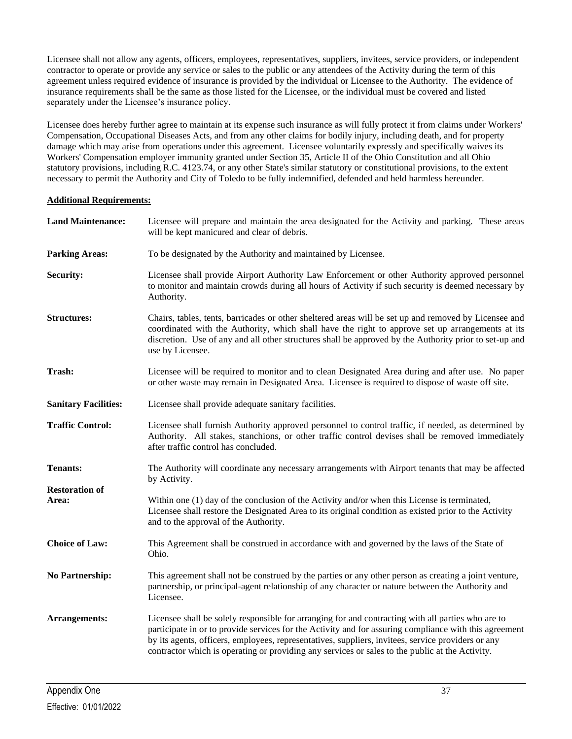Licensee shall not allow any agents, officers, employees, representatives, suppliers, invitees, service providers, or independent contractor to operate or provide any service or sales to the public or any attendees of the Activity during the term of this agreement unless required evidence of insurance is provided by the individual or Licensee to the Authority. The evidence of insurance requirements shall be the same as those listed for the Licensee, or the individual must be covered and listed separately under the Licensee's insurance policy.

Licensee does hereby further agree to maintain at its expense such insurance as will fully protect it from claims under Workers' Compensation, Occupational Diseases Acts, and from any other claims for bodily injury, including death, and for property damage which may arise from operations under this agreement. Licensee voluntarily expressly and specifically waives its Workers' Compensation employer immunity granted under Section 35, Article II of the Ohio Constitution and all Ohio statutory provisions, including R.C. 4123.74, or any other State's similar statutory or constitutional provisions, to the extent necessary to permit the Authority and City of Toledo to be fully indemnified, defended and held harmless hereunder.

**Additional Requirements:**

**Land Maintenance:** Licensee will prepare and maintain the area designated for the Activity and parking. These areas will be kept manicured and clear of debris.

**Parking Areas:** To be designated by the Authority and maintained by Licensee.

**Security:** Licensee shall provide Airport Authority Law Enforcement or other Authority approved personnel to monitor and maintain crowds during all hours of Activity if such security is deemed necessary by Authority.

**Structures:** Chairs, tables, tents, barricades or other sheltered areas will be set up and removed by Licensee and coordinated with the Authority, which shall have the right to approve set up arrangements at its discretion. Use of any and all other structures shall be approved by the Authority prior to set-up and use by Licensee.

**Trash:** Licensee will be required to monitor and to clean Designated Area during and after use. No paper or other waste may remain in Designated Area. Licensee is required to dispose of waste off site.

**Sanitary Facilities:** Licensee shall provide adequate sanitary facilities.

**Traffic Control:** Licensee shall furnish Authority approved personnel to control traffic, if needed, as determined by Authority. All stakes, stanchions, or other traffic control devises shall be removed immediately after traffic control has concluded.

**Tenants:** The Authority will coordinate any necessary arrangements with Airport tenants that may be affected by Activity.

**Restoration of Area:** Within one (1) day of the conclusion of the Activity and/or when this License is terminated, Licensee shall restore the Designated Area to its original condition as existed prior to the Activity and to the approval of the Authority.

**Choice of Law:** This Agreement shall be construed in accordance with and governed by the laws of the State of Ohio.

**No Partnership:** This agreement shall not be construed by the parties or any other person as creating a joint venture, partnership, or principal-agent relationship of any character or nature between the Authority and Licensee.

**Arrangements:** Licensee shall be solely responsible for arranging for and contracting with all parties who are to participate in or to provide services for the Activity and for assuring compliance with this agreement by its agents, officers, employees, representatives, suppliers, invitees, service providers or any contractor which is operating or providing any services or sales to the public at the Activity.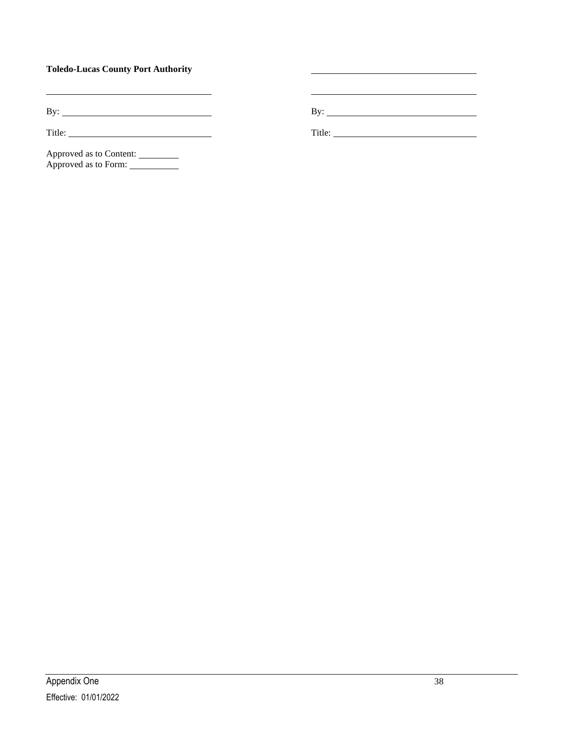**Toledo-Lucas County Port Authority**

| | |
|---|---|
| | ______________________________ |
| ______________________________ | ______________________________ |
| By: ______________________________ | By: ______________________________ |
| Title: ______________________________ | Title: ______________________________ |

Approved as to Content: ________
Approved as to Form: __________

Appendix One
Effective: 01/01/2022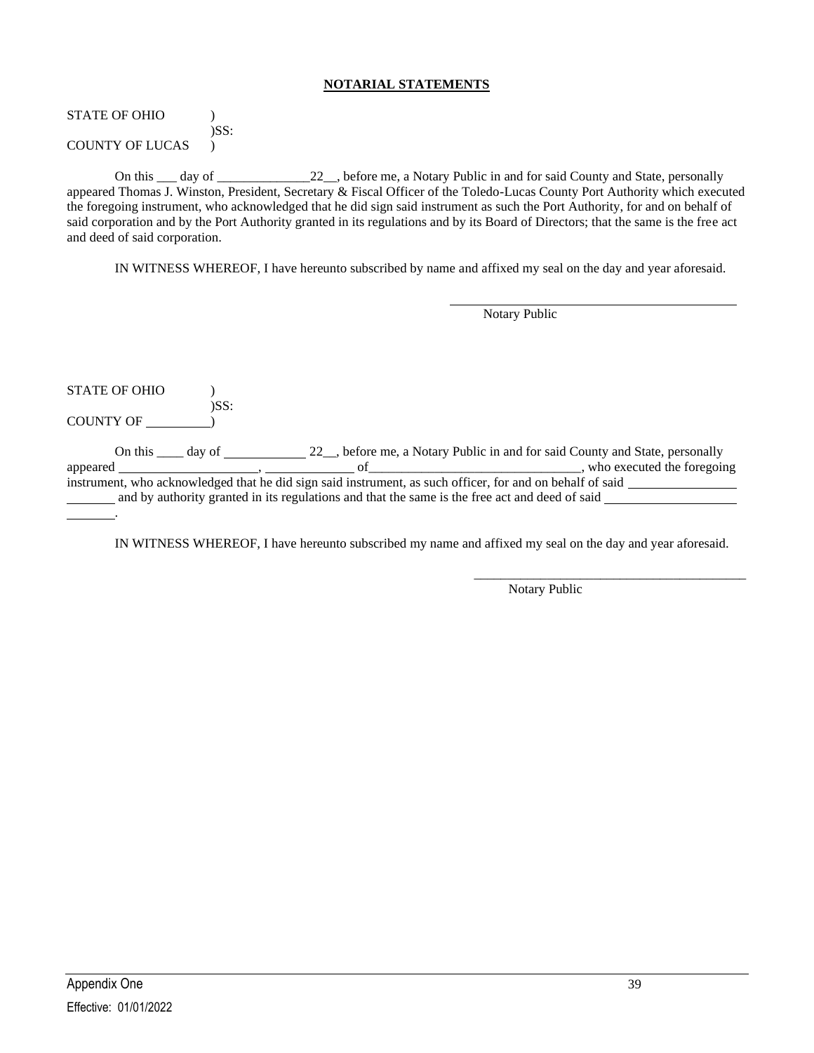## NOTARIAL STATEMENTS

STATE OF OHIO )
)SS:
COUNTY OF LUCAS )

On this ___ day of ______________22__, before me, a Notary Public in and for said County and State, personally appeared Thomas J. Winston, President, Secretary & Fiscal Officer of the Toledo-Lucas County Port Authority which executed the foregoing instrument, who acknowledged that he did sign said instrument as such the Port Authority, for and on behalf of said corporation and by the Port Authority granted in its regulations and by its Board of Directors; that the same is the free act and deed of said corporation.

IN WITNESS WHEREOF, I have hereunto subscribed by name and affixed my seal on the day and year aforesaid.

_______________________________________
Notary Public

STATE OF OHIO )
)SS:
COUNTY OF __________)

On this ____ day of ____________ 22__, before me, a Notary Public in and for said County and State, personally appeared ______________________, ______________ of________________________________, who executed the foregoing instrument, who acknowledged that he did sign said instrument, as such officer, for and on behalf of said ________________________ and by authority granted in its regulations and that the same is the free act and deed of said ____________________________.

IN WITNESS WHEREOF, I have hereunto subscribed my name and affixed my seal on the day and year aforesaid.

_______________________________________
Notary Public

Appendix One

Effective: 01/01/2022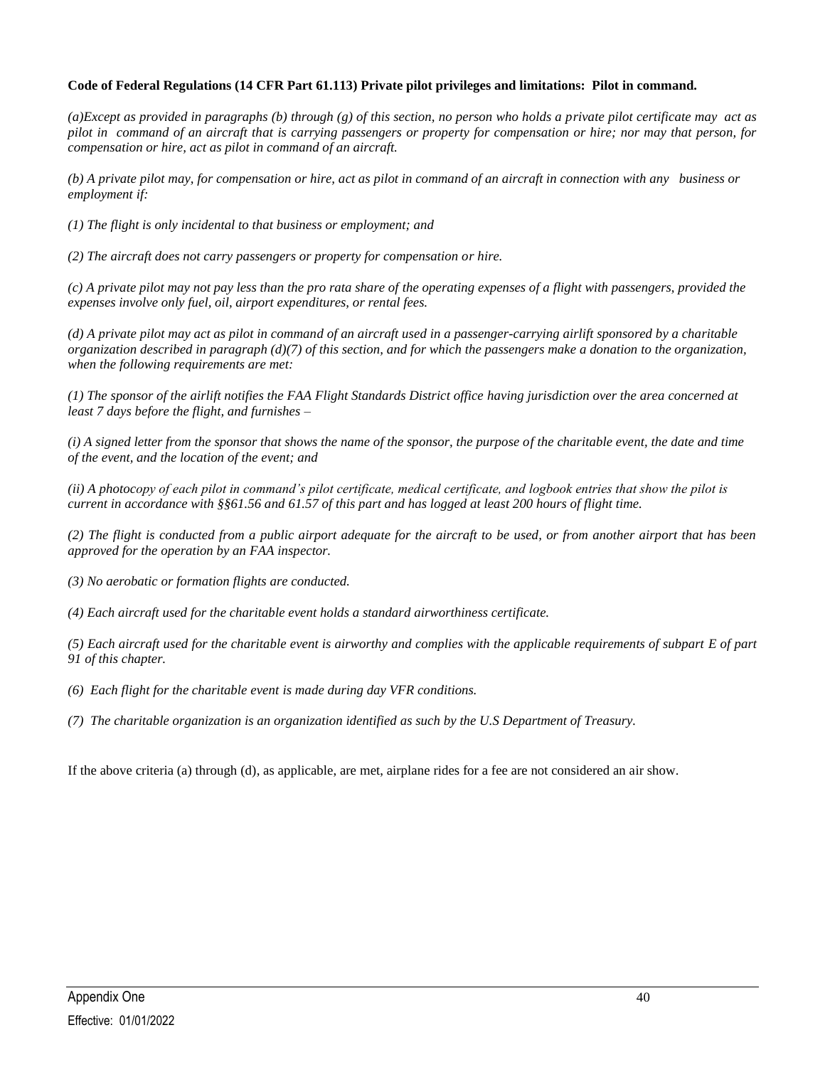**Code of Federal Regulations (14 CFR Part 61.113) Private pilot privileges and limitations: Pilot in command.**

*(a)Except as provided in paragraphs (b) through (g) of this section, no person who holds a private pilot certificate may act as pilot in command of an aircraft that is carrying passengers or property for compensation or hire; nor may that person, for compensation or hire, act as pilot in command of an aircraft.*

*(b) A private pilot may, for compensation or hire, act as pilot in command of an aircraft in connection with any business or employment if:*

*(1) The flight is only incidental to that business or employment; and*

*(2) The aircraft does not carry passengers or property for compensation or hire.*

*(c) A private pilot may not pay less than the pro rata share of the operating expenses of a flight with passengers, provided the expenses involve only fuel, oil, airport expenditures, or rental fees.*

*(d) A private pilot may act as pilot in command of an aircraft used in a passenger-carrying airlift sponsored by a charitable organization described in paragraph (d)(7) of this section, and for which the passengers make a donation to the organization, when the following requirements are met:*

*(1) The sponsor of the airlift notifies the FAA Flight Standards District office having jurisdiction over the area concerned at least 7 days before the flight, and furnishes –*

*(i) A signed letter from the sponsor that shows the name of the sponsor, the purpose of the charitable event, the date and time of the event, and the location of the event; and*

*(ii) A photocopy of each pilot in command's pilot certificate, medical certificate, and logbook entries that show the pilot is current in accordance with §§61.56 and 61.57 of this part and has logged at least 200 hours of flight time.*

*(2) The flight is conducted from a public airport adequate for the aircraft to be used, or from another airport that has been approved for the operation by an FAA inspector.*

*(3) No aerobatic or formation flights are conducted.*

*(4) Each aircraft used for the charitable event holds a standard airworthiness certificate.*

*(5) Each aircraft used for the charitable event is airworthy and complies with the applicable requirements of subpart E of part 91 of this chapter.*

*(6) Each flight for the charitable event is made during day VFR conditions.*

*(7) The charitable organization is an organization identified as such by the U.S Department of Treasury.*

If the above criteria (a) through (d), as applicable, are met, airplane rides for a fee are not considered an air show.